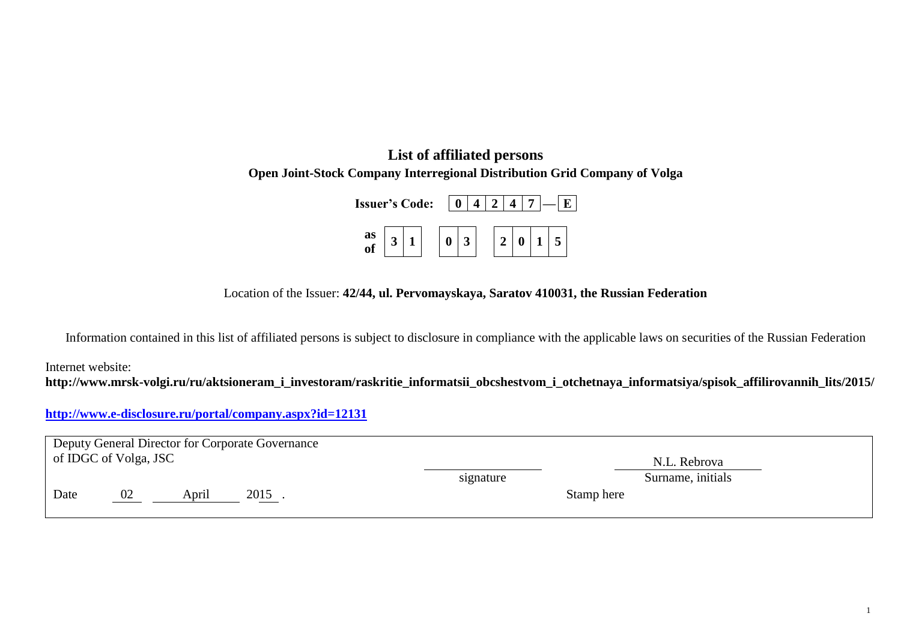# List of affiliated persons

## Open Joint-Stock Company Interregional Distribution Grid Company of Volga

**Issuer's Code:** | 0 | 4 | 2 | 4 | 7 | — | E |

**as of** | 3 | 1 | | 0 | 3 | | 2 | 0 | 1 | 5 |

Location of the Issuer: **42/44, ul. Pervomayskaya, Saratov 410031, the Russian Federation**

Information contained in this list of affiliated persons is subject to disclosure in compliance with the applicable laws on securities of the Russian Federation

Internet website:
**http://www.mrsk-volgi.ru/ru/aktsioneram_i_investoram/raskritie_informatsii_obcshestvom_i_otchetnaya_informatsiya/spisok_affilirovannih_lits/2015/**

**http://www.e-disclosure.ru/portal/company.aspx?id=12131**

| Deputy General Director for Corporate Governance of IDGC of Volga, JSC | | |
|---|---|---|
| | _______________ signature | N.L. Rebrova Surname, initials |
| Date 02 April 2015 . | | Stamp here |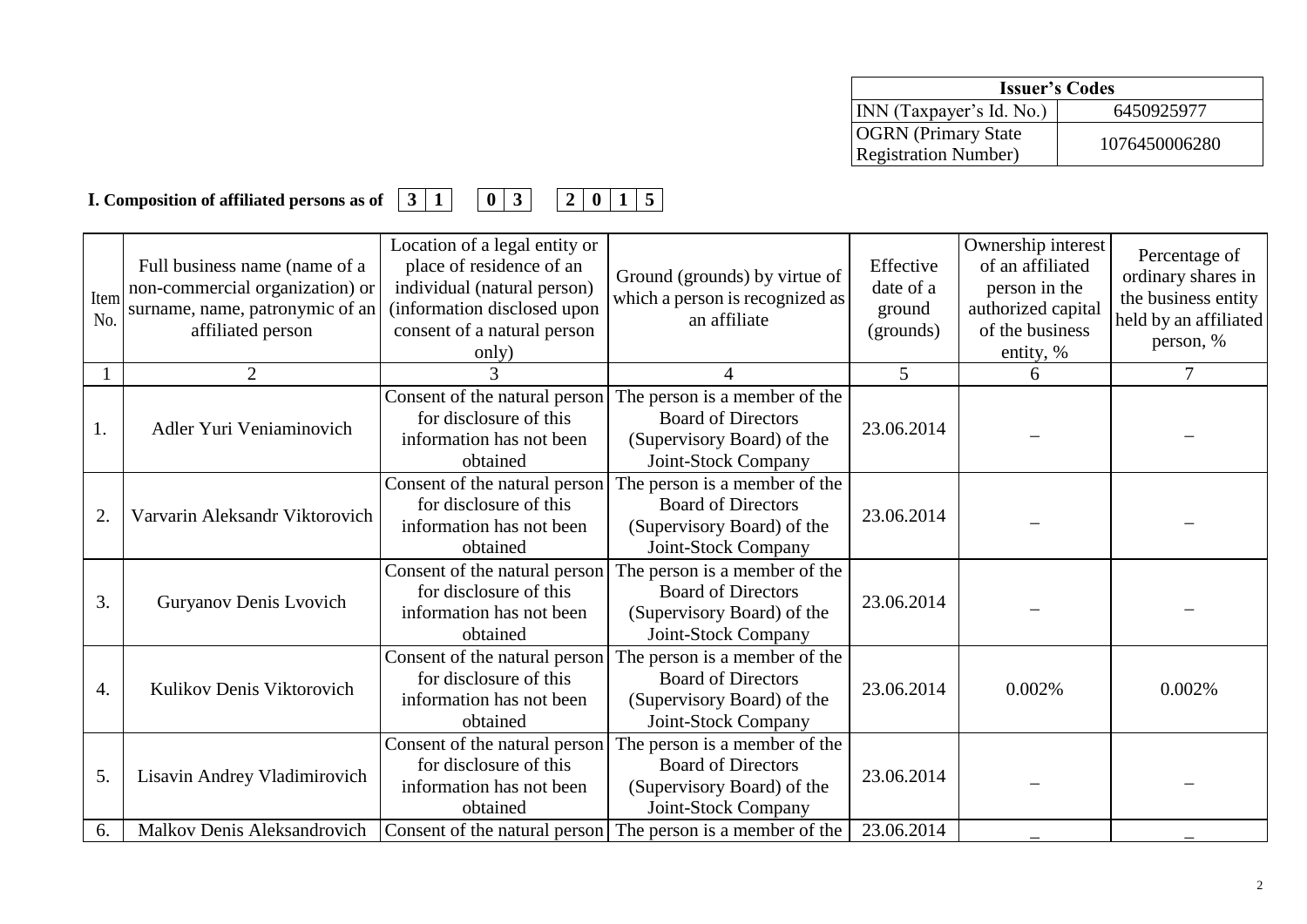| Issuer's Codes | |
|---|---|
| INN (Taxpayer's Id. No.) | 6450925977 |
| OGRN (Primary State Registration Number) | 1076450006280 |

**I. Composition of affiliated persons as of 31 03 2015**

| Item No. | Full business name (name of a non-commercial organization) or surname, name, patronymic of an affiliated person | Location of a legal entity or place of residence of an individual (natural person) (information disclosed upon consent of a natural person only) | Ground (grounds) by virtue of which a person is recognized as an affiliate | Effective date of a ground (grounds) | Ownership interest of an affiliated person in the authorized capital of the business entity, % | Percentage of ordinary shares in the business entity held by an affiliated person, % |
|---|---|---|---|---|---|---|
| 1 | 2 | 3 | 4 | 5 | 6 | 7 |
| 1. | Adler Yuri Veniaminovich | Consent of the natural person for disclosure of this information has not been obtained | The person is a member of the Board of Directors (Supervisory Board) of the Joint-Stock Company | 23.06.2014 | – | – |
| 2. | Varvarin Aleksandr Viktorovich | Consent of the natural person for disclosure of this information has not been obtained | The person is a member of the Board of Directors (Supervisory Board) of the Joint-Stock Company | 23.06.2014 | – | – |
| 3. | Guryanov Denis Lvovich | Consent of the natural person for disclosure of this information has not been obtained | The person is a member of the Board of Directors (Supervisory Board) of the Joint-Stock Company | 23.06.2014 | – | – |
| 4. | Kulikov Denis Viktorovich | Consent of the natural person for disclosure of this information has not been obtained | The person is a member of the Board of Directors (Supervisory Board) of the Joint-Stock Company | 23.06.2014 | 0.002% | 0.002% |
| 5. | Lisavin Andrey Vladimirovich | Consent of the natural person for disclosure of this information has not been obtained | The person is a member of the Board of Directors (Supervisory Board) of the Joint-Stock Company | 23.06.2014 | – | – |
| 6. | Malkov Denis Aleksandrovich | Consent of the natural person | The person is a member of the | 23.06.2014 | – | – |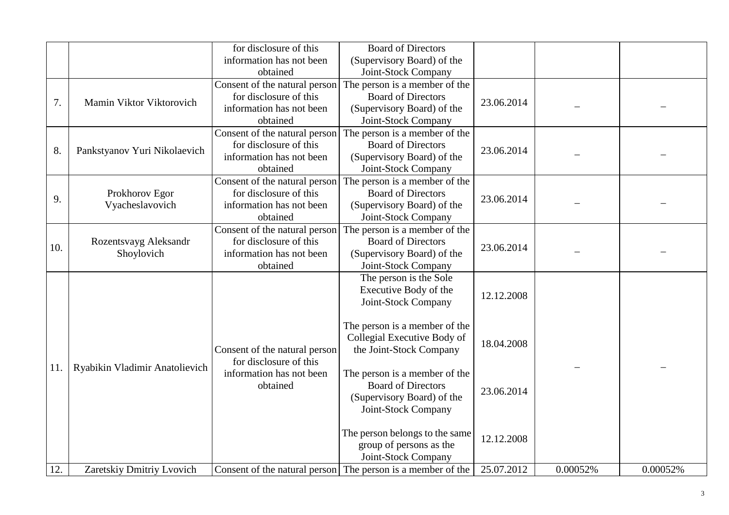|  |  |  |  |  |  |  |
|---|---|---|---|---|---|---|
|  |  | for disclosure of this information has not been obtained | Board of Directors (Supervisory Board) of the Joint-Stock Company |  |  |  |
| 7. | Mamin Viktor Viktorovich | Consent of the natural person for disclosure of this information has not been obtained | The person is a member of the Board of Directors (Supervisory Board) of the Joint-Stock Company | 23.06.2014 | – | – |
| 8. | Pankstyanov Yuri Nikolaevich | Consent of the natural person for disclosure of this information has not been obtained | The person is a member of the Board of Directors (Supervisory Board) of the Joint-Stock Company | 23.06.2014 | – | – |
| 9. | Prokhorov Egor Vyacheslavovich | Consent of the natural person for disclosure of this information has not been obtained | The person is a member of the Board of Directors (Supervisory Board) of the Joint-Stock Company | 23.06.2014 | – | – |
| 10. | Rozentsvayg Aleksandr Shoylovich | Consent of the natural person for disclosure of this information has not been obtained | The person is a member of the Board of Directors (Supervisory Board) of the Joint-Stock Company | 23.06.2014 | – | – |
| 11. | Ryabikin Vladimir Anatolievich | Consent of the natural person for disclosure of this information has not been obtained | The person is the Sole Executive Body of the Joint-Stock Company<br><br>The person is a member of the Collegial Executive Body of the Joint-Stock Company<br><br>The person is a member of the Board of Directors (Supervisory Board) of the Joint-Stock Company<br><br>The person belongs to the same group of persons as the Joint-Stock Company | 12.12.2008<br><br>18.04.2008<br><br>23.06.2014<br><br>12.12.2008 | – | – |
| 12. | Zaretskiy Dmitriy Lvovich | Consent of the natural person | The person is a member of the | 25.07.2012 | 0.00052% | 0.00052% |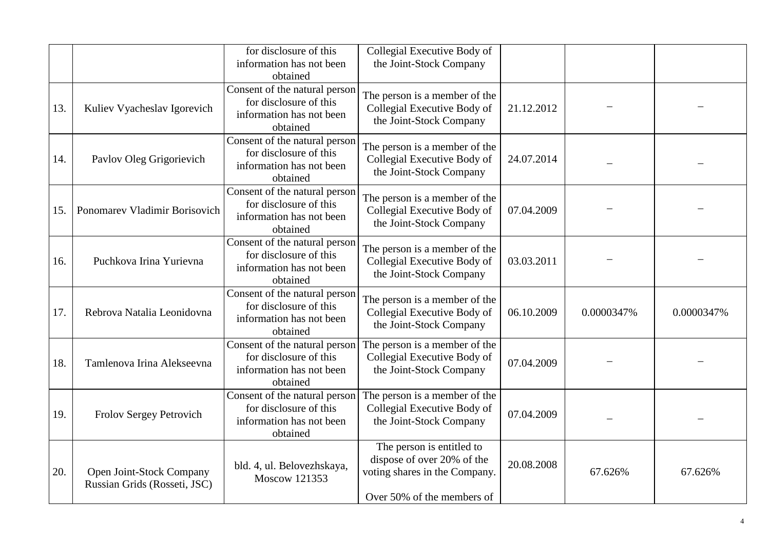| | | | | | | |
|---|---|---|---|---|---|---|
| | | for disclosure of this information has not been obtained | Collegial Executive Body of the Joint-Stock Company | | | |
| 13. | Kuliev Vyacheslav Igorevich | Consent of the natural person for disclosure of this information has not been obtained | The person is a member of the Collegial Executive Body of the Joint-Stock Company | 21.12.2012 | – | – |
| 14. | Pavlov Oleg Grigorievich | Consent of the natural person for disclosure of this information has not been obtained | The person is a member of the Collegial Executive Body of the Joint-Stock Company | 24.07.2014 | – | – |
| 15. | Ponomarev Vladimir Borisovich | Consent of the natural person for disclosure of this information has not been obtained | The person is a member of the Collegial Executive Body of the Joint-Stock Company | 07.04.2009 | – | – |
| 16. | Puchkova Irina Yurievna | Consent of the natural person for disclosure of this information has not been obtained | The person is a member of the Collegial Executive Body of the Joint-Stock Company | 03.03.2011 | – | – |
| 17. | Rebrova Natalia Leonidovna | Consent of the natural person for disclosure of this information has not been obtained | The person is a member of the Collegial Executive Body of the Joint-Stock Company | 06.10.2009 | 0.0000347% | 0.0000347% |
| 18. | Tamlenova Irina Alekseevna | Consent of the natural person for disclosure of this information has not been obtained | The person is a member of the Collegial Executive Body of the Joint-Stock Company | 07.04.2009 | – | – |
| 19. | Frolov Sergey Petrovich | Consent of the natural person for disclosure of this information has not been obtained | The person is a member of the Collegial Executive Body of the Joint-Stock Company | 07.04.2009 | – | – |
| 20. | Open Joint-Stock Company Russian Grids (Rosseti, JSC) | bld. 4, ul. Belovezhskaya, Moscow 121353 | The person is entitled to dispose of over 20% of the voting shares in the Company.<br><br>Over 50% of the members of | 20.08.2008 | 67.626% | 67.626% |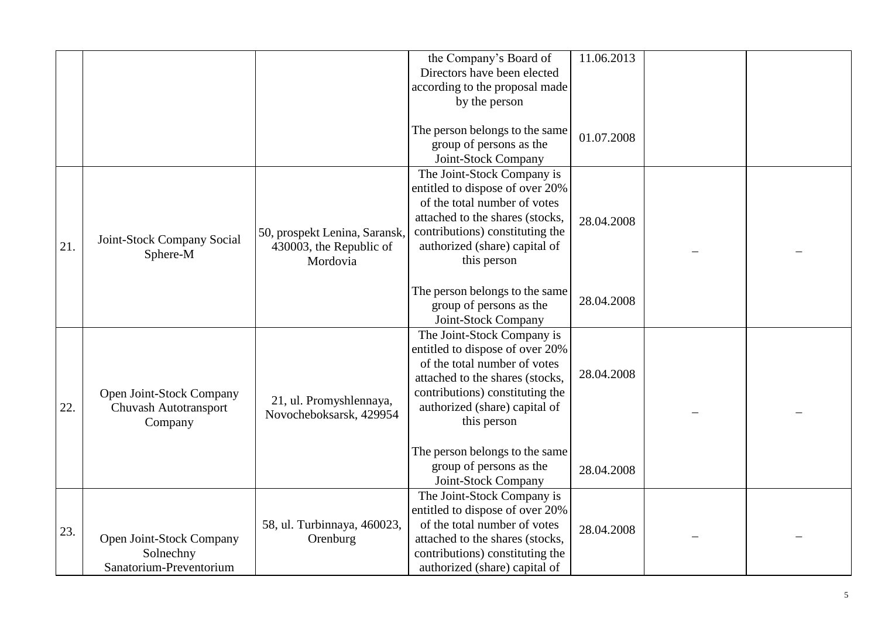| | | | | | | |
|---|---|---|---|---|---|---|
| | | | the Company's Board of Directors have been elected according to the proposal made by the person<br><br>The person belongs to the same group of persons as the Joint-Stock Company | 11.06.2013<br><br>01.07.2008 | | |
| 21. | Joint-Stock Company Social Sphere-M | 50, prospekt Lenina, Saransk, 430003, the Republic of Mordovia | The Joint-Stock Company is entitled to dispose of over 20% of the total number of votes attached to the shares (stocks, contributions) constituting the authorized (share) capital of this person<br><br>The person belongs to the same group of persons as the Joint-Stock Company | 28.04.2008<br><br>28.04.2008 | – | – |
| 22. | Open Joint-Stock Company Chuvash Autotransport Company | 21, ul. Promyshlennaya, Novocheboksarsk, 429954 | The Joint-Stock Company is entitled to dispose of over 20% of the total number of votes attached to the shares (stocks, contributions) constituting the authorized (share) capital of this person<br><br>The person belongs to the same group of persons as the Joint-Stock Company | 28.04.2008<br><br>28.04.2008 | – | – |
| 23. | Open Joint-Stock Company Solnechny Sanatorium-Preventorium | 58, ul. Turbinnaya, 460023, Orenburg | The Joint-Stock Company is entitled to dispose of over 20% of the total number of votes attached to the shares (stocks, contributions) constituting the authorized (share) capital of | 28.04.2008 | – | – |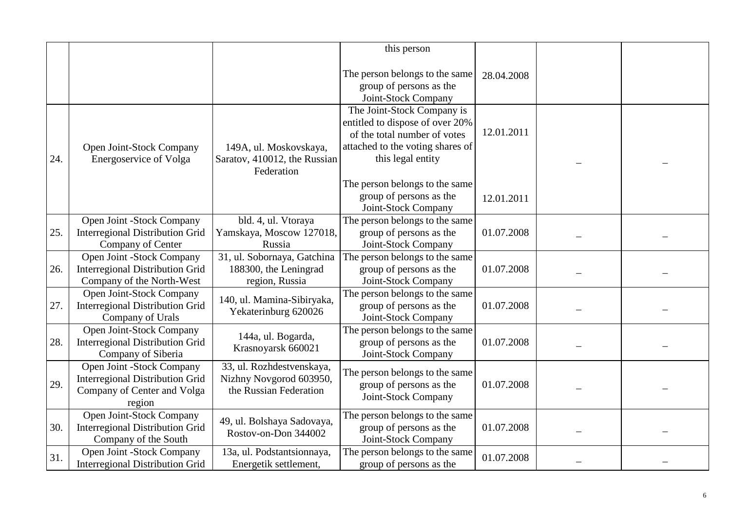|  |  |  | this person<br><br>The person belongs to the same group of persons as the Joint-Stock Company | <br><br>28.04.2008 |  |  |
|---|---|---|---|---|---|---|
| 24. | Open Joint-Stock Company Energoservice of Volga | 149A, ul. Moskovskaya, Saratov, 410012, the Russian Federation | The Joint-Stock Company is entitled to dispose of over 20% of the total number of votes attached to the voting shares of this legal entity<br><br>The person belongs to the same group of persons as the Joint-Stock Company | 12.01.2011<br><br>12.01.2011 | – | – |
| 25. | Open Joint -Stock Company Interregional Distribution Grid Company of Center | bld. 4, ul. Vtoraya Yamskaya, Moscow 127018, Russia | The person belongs to the same group of persons as the Joint-Stock Company | 01.07.2008 | – | – |
| 26. | Open Joint -Stock Company Interregional Distribution Grid Company of the North-West | 31, ul. Sobornaya, Gatchina 188300, the Leningrad region, Russia | The person belongs to the same group of persons as the Joint-Stock Company | 01.07.2008 | – | – |
| 27. | Open Joint-Stock Company Interregional Distribution Grid Company of Urals | 140, ul. Mamina-Sibiryaka, Yekaterinburg 620026 | The person belongs to the same group of persons as the Joint-Stock Company | 01.07.2008 | – | – |
| 28. | Open Joint-Stock Company Interregional Distribution Grid Company of Siberia | 144a, ul. Bogarda, Krasnoyarsk 660021 | The person belongs to the same group of persons as the Joint-Stock Company | 01.07.2008 | – | – |
| 29. | Open Joint -Stock Company Interregional Distribution Grid Company of Center and Volga region | 33, ul. Rozhdestvenskaya, Nizhny Novgorod 603950, the Russian Federation | The person belongs to the same group of persons as the Joint-Stock Company | 01.07.2008 | – | – |
| 30. | Open Joint-Stock Company Interregional Distribution Grid Company of the South | 49, ul. Bolshaya Sadovaya, Rostov-on-Don 344002 | The person belongs to the same group of persons as the Joint-Stock Company | 01.07.2008 | – | – |
| 31. | Open Joint -Stock Company Interregional Distribution Grid | 13a, ul. Podstantsionnaya, Energetik settlement, | The person belongs to the same group of persons as the | 01.07.2008 | – | – |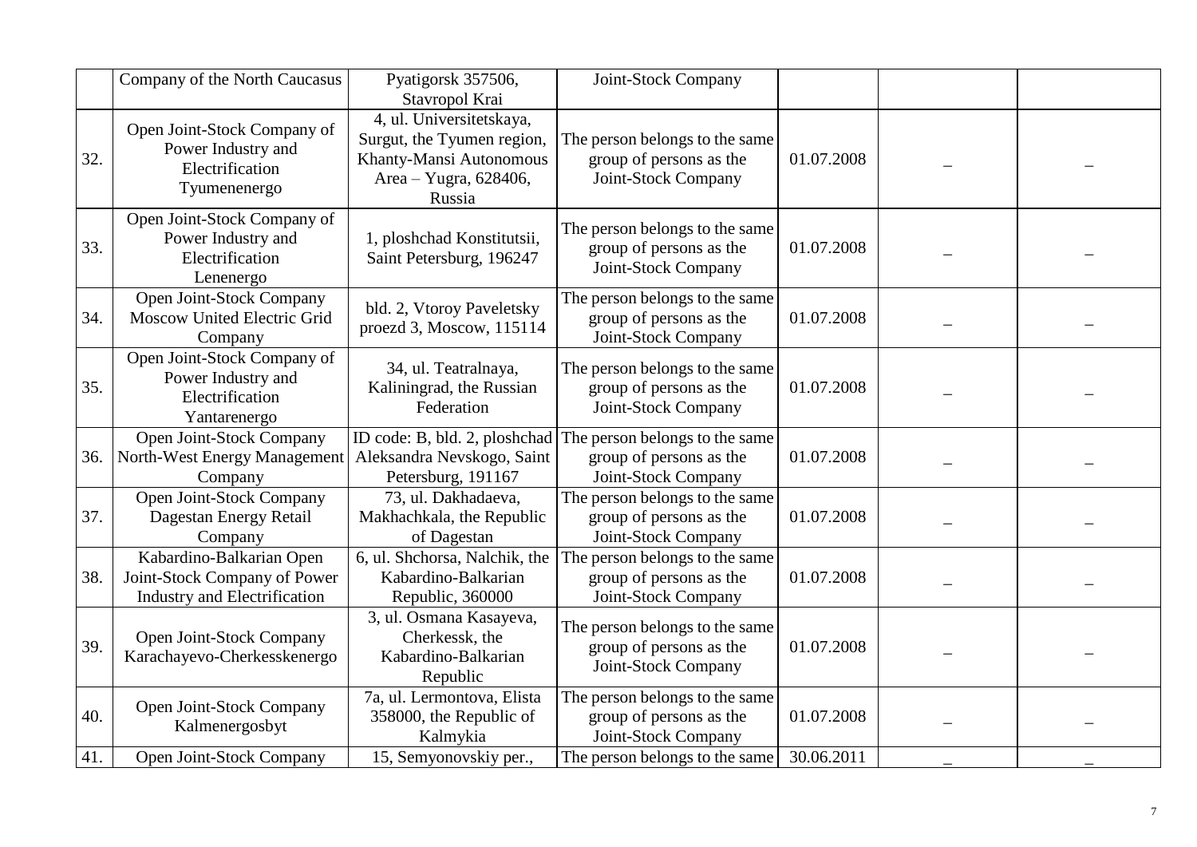| | | | | | | |
|---|---|---|---|---|---|---|
| | Company of the North Caucasus | Pyatigorsk 357506, Stavropol Krai | Joint-Stock Company | | | |
| 32. | Open Joint-Stock Company of Power Industry and Electrification Tyumenenergo | 4, ul. Universitetskaya, Surgut, the Tyumen region, Khanty-Mansi Autonomous Area – Yugra, 628406, Russia | The person belongs to the same group of persons as the Joint-Stock Company | 01.07.2008 | – | – |
| 33. | Open Joint-Stock Company of Power Industry and Electrification Lenenergo | 1, ploshchad Konstitutsii, Saint Petersburg, 196247 | The person belongs to the same group of persons as the Joint-Stock Company | 01.07.2008 | – | – |
| 34. | Open Joint-Stock Company Moscow United Electric Grid Company | bld. 2, Vtoroy Paveletsky proezd 3, Moscow, 115114 | The person belongs to the same group of persons as the Joint-Stock Company | 01.07.2008 | – | – |
| 35. | Open Joint-Stock Company of Power Industry and Electrification Yantarenergo | 34, ul. Teatralnaya, Kaliningrad, the Russian Federation | The person belongs to the same group of persons as the Joint-Stock Company | 01.07.2008 | – | – |
| 36. | Open Joint-Stock Company North-West Energy Management Company | ID code: B, bld. 2, ploshchad Aleksandra Nevskogo, Saint Petersburg, 191167 | The person belongs to the same group of persons as the Joint-Stock Company | 01.07.2008 | – | – |
| 37. | Open Joint-Stock Company Dagestan Energy Retail Company | 73, ul. Dakhadaeva, Makhachkala, the Republic of Dagestan | The person belongs to the same group of persons as the Joint-Stock Company | 01.07.2008 | – | – |
| 38. | Kabardino-Balkarian Open Joint-Stock Company of Power Industry and Electrification | 6, ul. Shchorsa, Nalchik, the Kabardino-Balkarian Republic, 360000 | The person belongs to the same group of persons as the Joint-Stock Company | 01.07.2008 | – | – |
| 39. | Open Joint-Stock Company Karachayevo-Cherkesskenergo | 3, ul. Osmana Kasayeva, Cherkessk, the Kabardino-Balkarian Republic | The person belongs to the same group of persons as the Joint-Stock Company | 01.07.2008 | – | – |
| 40. | Open Joint-Stock Company Kalmenergosbyt | 7a, ul. Lermontova, Elista 358000, the Republic of Kalmykia | The person belongs to the same group of persons as the Joint-Stock Company | 01.07.2008 | – | – |
| 41. | Open Joint-Stock Company | 15, Semyonovskiy per., | The person belongs to the same | 30.06.2011 | – | – |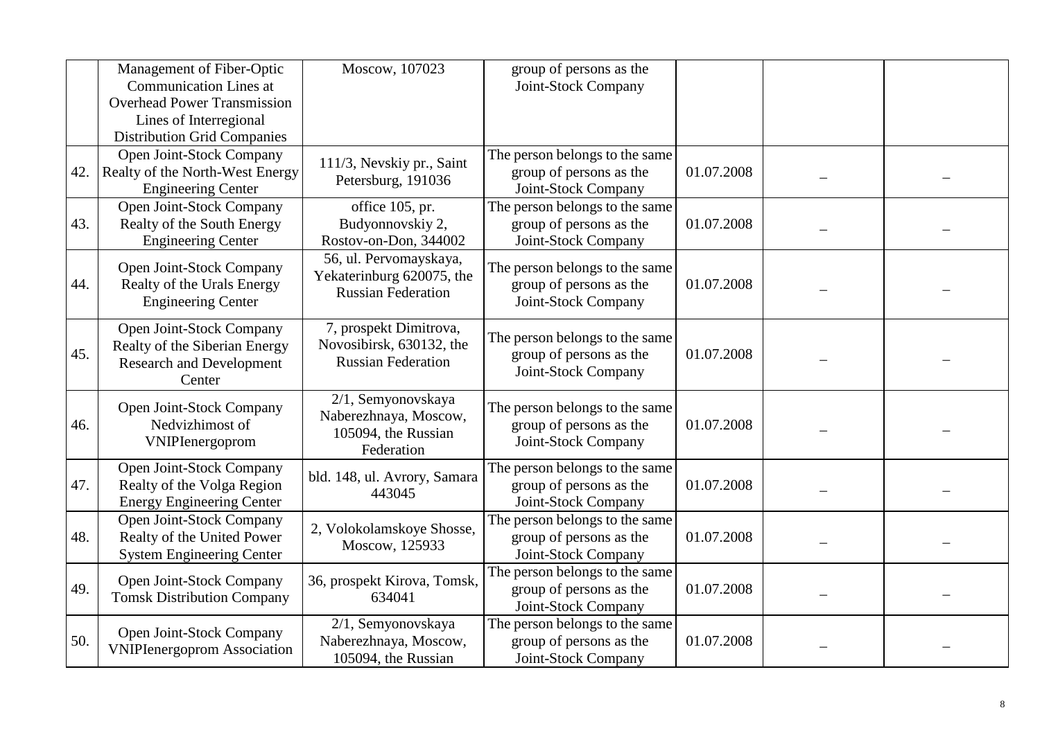| | | | | | | |
|---|---|---|---|---|---|---|
| | Management of Fiber-Optic Communication Lines at Overhead Power Transmission Lines of Interregional Distribution Grid Companies | Moscow, 107023 | group of persons as the Joint-Stock Company | | | |
| 42. | Open Joint-Stock Company Realty of the North-West Energy Engineering Center | 111/3, Nevskiy pr., Saint Petersburg, 191036 | The person belongs to the same group of persons as the Joint-Stock Company | 01.07.2008 | – | – |
| 43. | Open Joint-Stock Company Realty of the South Energy Engineering Center | office 105, pr. Budyonnovskiy 2, Rostov-on-Don, 344002 | The person belongs to the same group of persons as the Joint-Stock Company | 01.07.2008 | – | – |
| 44. | Open Joint-Stock Company Realty of the Urals Energy Engineering Center | 56, ul. Pervomayskaya, Yekaterinburg 620075, the Russian Federation | The person belongs to the same group of persons as the Joint-Stock Company | 01.07.2008 | – | – |
| 45. | Open Joint-Stock Company Realty of the Siberian Energy Research and Development Center | 7, prospekt Dimitrova, Novosibirsk, 630132, the Russian Federation | The person belongs to the same group of persons as the Joint-Stock Company | 01.07.2008 | – | – |
| 46. | Open Joint-Stock Company Nedvizhimost of VNIPIenergoprom | 2/1, Semyonovskaya Naberezhnaya, Moscow, 105094, the Russian Federation | The person belongs to the same group of persons as the Joint-Stock Company | 01.07.2008 | – | – |
| 47. | Open Joint-Stock Company Realty of the Volga Region Energy Engineering Center | bld. 148, ul. Avrory, Samara 443045 | The person belongs to the same group of persons as the Joint-Stock Company | 01.07.2008 | – | – |
| 48. | Open Joint-Stock Company Realty of the United Power System Engineering Center | 2, Volokolamskoye Shosse, Moscow, 125933 | The person belongs to the same group of persons as the Joint-Stock Company | 01.07.2008 | – | – |
| 49. | Open Joint-Stock Company Tomsk Distribution Company | 36, prospekt Kirova, Tomsk, 634041 | The person belongs to the same group of persons as the Joint-Stock Company | 01.07.2008 | – | – |
| 50. | Open Joint-Stock Company VNIPIenergoprom Association | 2/1, Semyonovskaya Naberezhnaya, Moscow, 105094, the Russian | The person belongs to the same group of persons as the Joint-Stock Company | 01.07.2008 | – | – |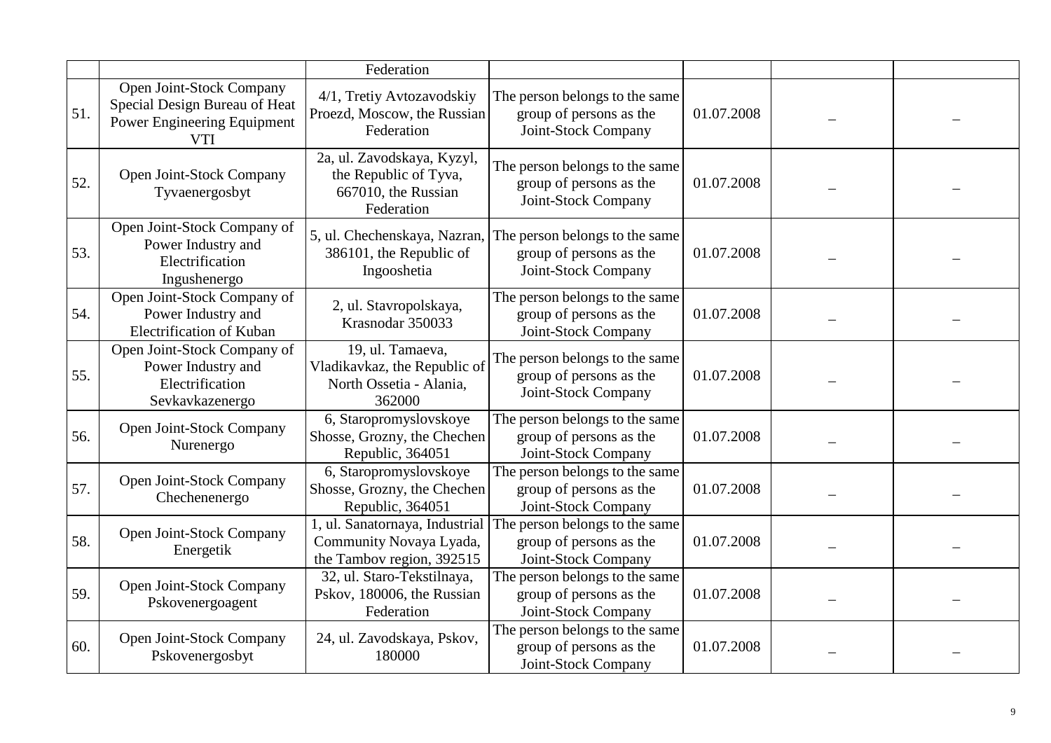| | | | | | | |
|---|---|---|---|---|---|---|
| | | Federation | | | | |
| 51. | Open Joint-Stock Company Special Design Bureau of Heat Power Engineering Equipment VTI | 4/1, Tretiy Avtozavodskiy Proezd, Moscow, the Russian Federation | The person belongs to the same group of persons as the Joint-Stock Company | 01.07.2008 | – | – |
| 52. | Open Joint-Stock Company Tyvaenergosbyt | 2a, ul. Zavodskaya, Kyzyl, the Republic of Tyva, 667010, the Russian Federation | The person belongs to the same group of persons as the Joint-Stock Company | 01.07.2008 | – | – |
| 53. | Open Joint-Stock Company of Power Industry and Electrification Ingushenergo | 5, ul. Chechenskaya, Nazran, 386101, the Republic of Ingooshetia | The person belongs to the same group of persons as the Joint-Stock Company | 01.07.2008 | – | – |
| 54. | Open Joint-Stock Company of Power Industry and Electrification of Kuban | 2, ul. Stavropolskaya, Krasnodar 350033 | The person belongs to the same group of persons as the Joint-Stock Company | 01.07.2008 | – | – |
| 55. | Open Joint-Stock Company of Power Industry and Electrification Sevkavkazenergo | 19, ul. Tamaeva, Vladikavkaz, the Republic of North Ossetia - Alania, 362000 | The person belongs to the same group of persons as the Joint-Stock Company | 01.07.2008 | – | – |
| 56. | Open Joint-Stock Company Nurenergo | 6, Staropromyslovskoye Shosse, Grozny, the Chechen Republic, 364051 | The person belongs to the same group of persons as the Joint-Stock Company | 01.07.2008 | – | – |
| 57. | Open Joint-Stock Company Chechenenergo | 6, Staropromyslovskoye Shosse, Grozny, the Chechen Republic, 364051 | The person belongs to the same group of persons as the Joint-Stock Company | 01.07.2008 | – | – |
| 58. | Open Joint-Stock Company Energetik | 1, ul. Sanatornaya, Industrial Community Novaya Lyada, the Tambov region, 392515 | The person belongs to the same group of persons as the Joint-Stock Company | 01.07.2008 | – | – |
| 59. | Open Joint-Stock Company Pskovenergoagent | 32, ul. Staro-Tekstilnaya, Pskov, 180006, the Russian Federation | The person belongs to the same group of persons as the Joint-Stock Company | 01.07.2008 | – | – |
| 60. | Open Joint-Stock Company Pskovenergosbyt | 24, ul. Zavodskaya, Pskov, 180000 | The person belongs to the same group of persons as the Joint-Stock Company | 01.07.2008 | – | – |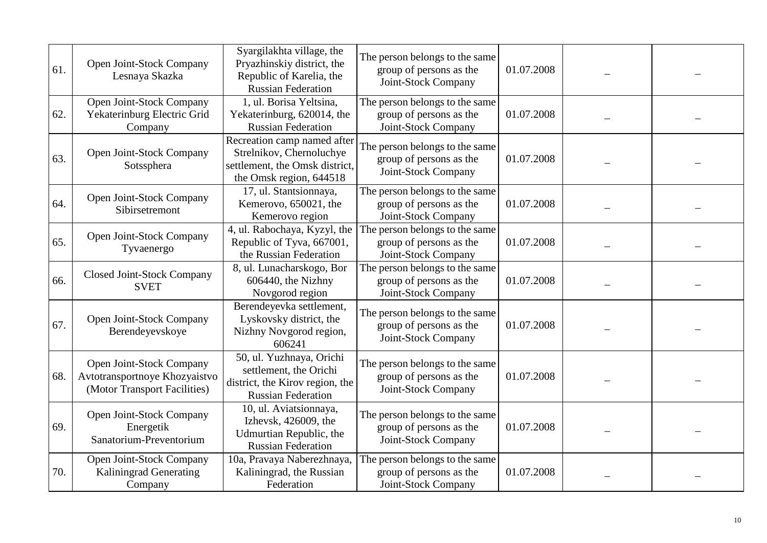| | | | | | | |
|---|---|---|---|---|---|---|
| 61. | Open Joint-Stock Company Lesnaya Skazka | Syargilakhta village, the Pryazhinskiy district, the Republic of Karelia, the Russian Federation | The person belongs to the same group of persons as the Joint-Stock Company | 01.07.2008 | – | – |
| 62. | Open Joint-Stock Company Yekaterinburg Electric Grid Company | 1, ul. Borisa Yeltsina, Yekaterinburg, 620014, the Russian Federation | The person belongs to the same group of persons as the Joint-Stock Company | 01.07.2008 | – | – |
| 63. | Open Joint-Stock Company Sotssphera | Recreation camp named after Strelnikov, Chernoluchye settlement, the Omsk district, the Omsk region, 644518 | The person belongs to the same group of persons as the Joint-Stock Company | 01.07.2008 | – | – |
| 64. | Open Joint-Stock Company Sibirsetremont | 17, ul. Stantsionnaya, Kemerovo, 650021, the Kemerovo region | The person belongs to the same group of persons as the Joint-Stock Company | 01.07.2008 | – | – |
| 65. | Open Joint-Stock Company Tyvaenergo | 4, ul. Rabochaya, Kyzyl, the Republic of Tyva, 667001, the Russian Federation | The person belongs to the same group of persons as the Joint-Stock Company | 01.07.2008 | – | – |
| 66. | Closed Joint-Stock Company SVET | 8, ul. Lunacharskogo, Bor 606440, the Nizhny Novgorod region | The person belongs to the same group of persons as the Joint-Stock Company | 01.07.2008 | – | – |
| 67. | Open Joint-Stock Company Berendeyevskoye | Berendeyevka settlement, Lyskovsky district, the Nizhny Novgorod region, 606241 | The person belongs to the same group of persons as the Joint-Stock Company | 01.07.2008 | – | – |
| 68. | Open Joint-Stock Company Avtotransportnoye Khozyaistvo (Motor Transport Facilities) | 50, ul. Yuzhnaya, Orichi settlement, the Orichi district, the Kirov region, the Russian Federation | The person belongs to the same group of persons as the Joint-Stock Company | 01.07.2008 | – | – |
| 69. | Open Joint-Stock Company Energetik Sanatorium-Preventorium | 10, ul. Aviatsionnaya, Izhevsk, 426009, the Udmurtian Republic, the Russian Federation | The person belongs to the same group of persons as the Joint-Stock Company | 01.07.2008 | – | – |
| 70. | Open Joint-Stock Company Kaliningrad Generating Company | 10a, Pravaya Naberezhnaya, Kaliningrad, the Russian Federation | The person belongs to the same group of persons as the Joint-Stock Company | 01.07.2008 | – | – |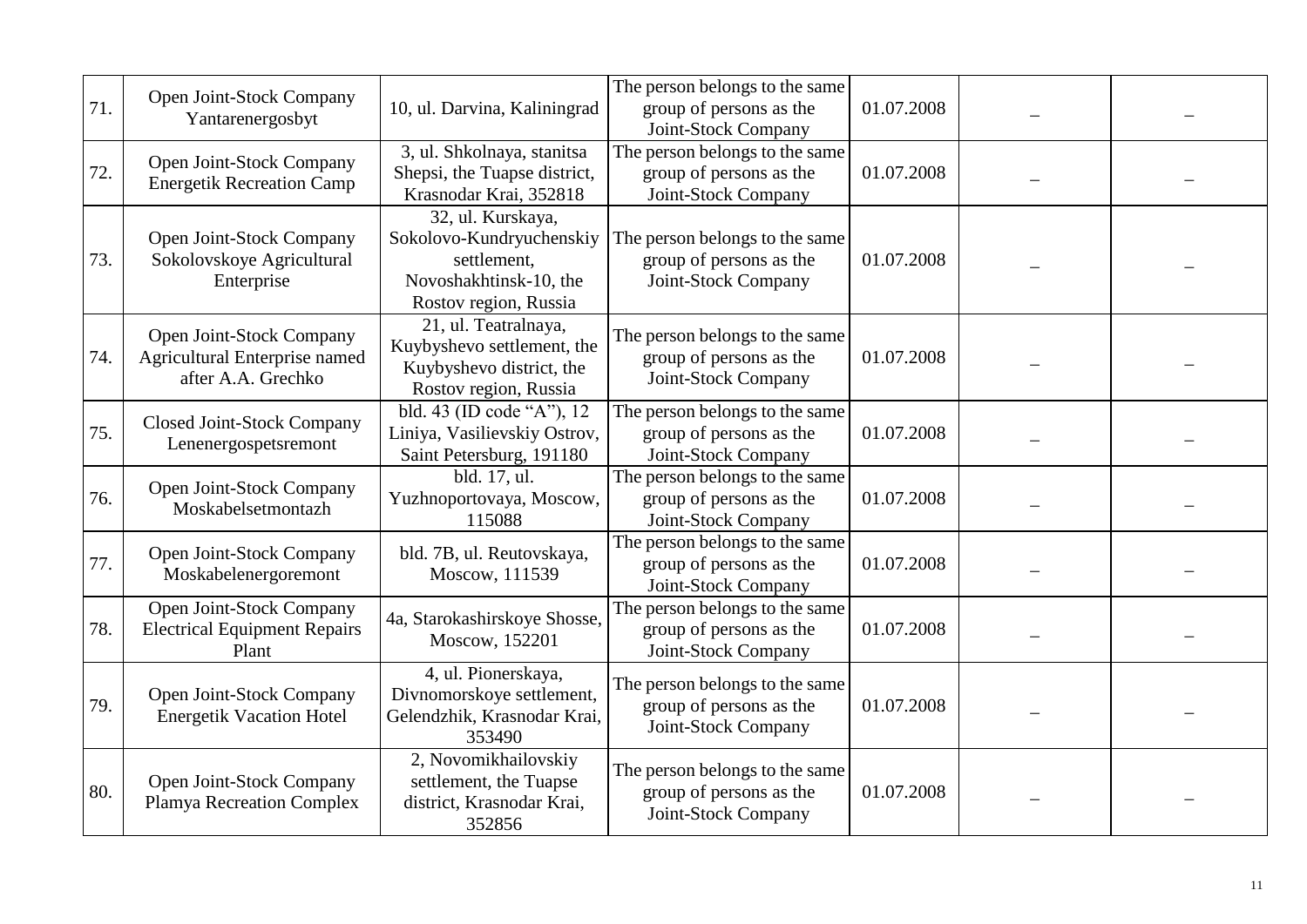| | | | | | | |
|---|---|---|---|---|---|---|
| 71. | Open Joint-Stock Company Yantarenergosbyt | 10, ul. Darvina, Kaliningrad | The person belongs to the same group of persons as the Joint-Stock Company | 01.07.2008 | – | – |
| 72. | Open Joint-Stock Company Energetik Recreation Camp | 3, ul. Shkolnaya, stanitsa Shepsi, the Tuapse district, Krasnodar Krai, 352818 | The person belongs to the same group of persons as the Joint-Stock Company | 01.07.2008 | – | – |
| 73. | Open Joint-Stock Company Sokolovskoye Agricultural Enterprise | 32, ul. Kurskaya, Sokolovo-Kundryuchenskiy settlement, Novoshakhtinsk-10, the Rostov region, Russia | The person belongs to the same group of persons as the Joint-Stock Company | 01.07.2008 | – | – |
| 74. | Open Joint-Stock Company Agricultural Enterprise named after A.A. Grechko | 21, ul. Teatralnaya, Kuybyshevo settlement, the Kuybyshevo district, the Rostov region, Russia | The person belongs to the same group of persons as the Joint-Stock Company | 01.07.2008 | – | – |
| 75. | Closed Joint-Stock Company Lenenergospetsremont | bld. 43 (ID code "A"), 12 Liniya, Vasilievskiy Ostrov, Saint Petersburg, 191180 | The person belongs to the same group of persons as the Joint-Stock Company | 01.07.2008 | – | – |
| 76. | Open Joint-Stock Company Moskabelsetmontazh | bld. 17, ul. Yuzhnoportovaya, Moscow, 115088 | The person belongs to the same group of persons as the Joint-Stock Company | 01.07.2008 | – | – |
| 77. | Open Joint-Stock Company Moskabelenergoremont | bld. 7B, ul. Reutovskaya, Moscow, 111539 | The person belongs to the same group of persons as the Joint-Stock Company | 01.07.2008 | – | – |
| 78. | Open Joint-Stock Company Electrical Equipment Repairs Plant | 4a, Starokashirskoye Shosse, Moscow, 152201 | The person belongs to the same group of persons as the Joint-Stock Company | 01.07.2008 | – | – |
| 79. | Open Joint-Stock Company Energetik Vacation Hotel | 4, ul. Pionerskaya, Divnomorskoye settlement, Gelendzhik, Krasnodar Krai, 353490 | The person belongs to the same group of persons as the Joint-Stock Company | 01.07.2008 | – | – |
| 80. | Open Joint-Stock Company Plamya Recreation Complex | 2, Novomikhailovskiy settlement, the Tuapse district, Krasnodar Krai, 352856 | The person belongs to the same group of persons as the Joint-Stock Company | 01.07.2008 | – | – |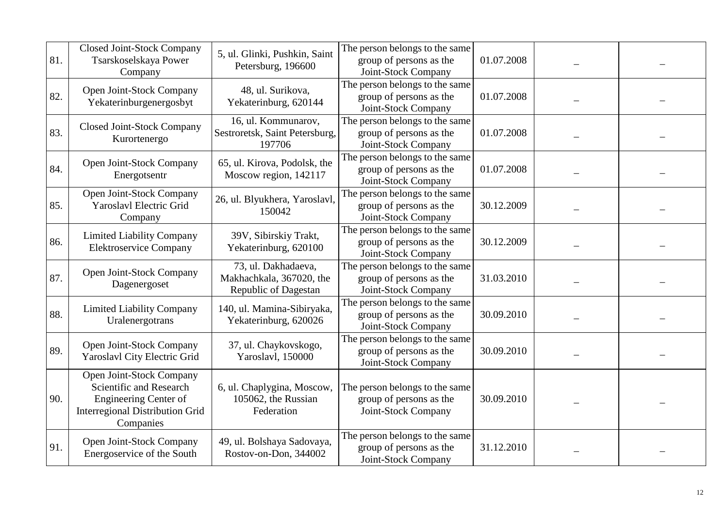| | | | | | | |
|---|---|---|---|---|---|---|
| 81. | Closed Joint-Stock Company Tsarskoselskaya Power Company | 5, ul. Glinki, Pushkin, Saint Petersburg, 196600 | The person belongs to the same group of persons as the Joint-Stock Company | 01.07.2008 | – | – |
| 82. | Open Joint-Stock Company Yekaterinburgenergosbyt | 48, ul. Surikova, Yekaterinburg, 620144 | The person belongs to the same group of persons as the Joint-Stock Company | 01.07.2008 | – | – |
| 83. | Closed Joint-Stock Company Kurortenergo | 16, ul. Kommunarov, Sestroretsk, Saint Petersburg, 197706 | The person belongs to the same group of persons as the Joint-Stock Company | 01.07.2008 | – | – |
| 84. | Open Joint-Stock Company Energotsentr | 65, ul. Kirova, Podolsk, the Moscow region, 142117 | The person belongs to the same group of persons as the Joint-Stock Company | 01.07.2008 | – | – |
| 85. | Open Joint-Stock Company Yaroslavl Electric Grid Company | 26, ul. Blyukhera, Yaroslavl, 150042 | The person belongs to the same group of persons as the Joint-Stock Company | 30.12.2009 | – | – |
| 86. | Limited Liability Company Elektroservice Company | 39V, Sibirskiy Trakt, Yekaterinburg, 620100 | The person belongs to the same group of persons as the Joint-Stock Company | 30.12.2009 | – | – |
| 87. | Open Joint-Stock Company Dagenergoset | 73, ul. Dakhadaeva, Makhachkala, 367020, the Republic of Dagestan | The person belongs to the same group of persons as the Joint-Stock Company | 31.03.2010 | – | – |
| 88. | Limited Liability Company Uralenergotrans | 140, ul. Mamina-Sibiryaka, Yekaterinburg, 620026 | The person belongs to the same group of persons as the Joint-Stock Company | 30.09.2010 | – | – |
| 89. | Open Joint-Stock Company Yaroslavl City Electric Grid | 37, ul. Chaykovskogo, Yaroslavl, 150000 | The person belongs to the same group of persons as the Joint-Stock Company | 30.09.2010 | – | – |
| 90. | Open Joint-Stock Company Scientific and Research Engineering Center of Interregional Distribution Grid Companies | 6, ul. Chaplygina, Moscow, 105062, the Russian Federation | The person belongs to the same group of persons as the Joint-Stock Company | 30.09.2010 | – | – |
| 91. | Open Joint-Stock Company Energoservice of the South | 49, ul. Bolshaya Sadovaya, Rostov-on-Don, 344002 | The person belongs to the same group of persons as the Joint-Stock Company | 31.12.2010 | – | – |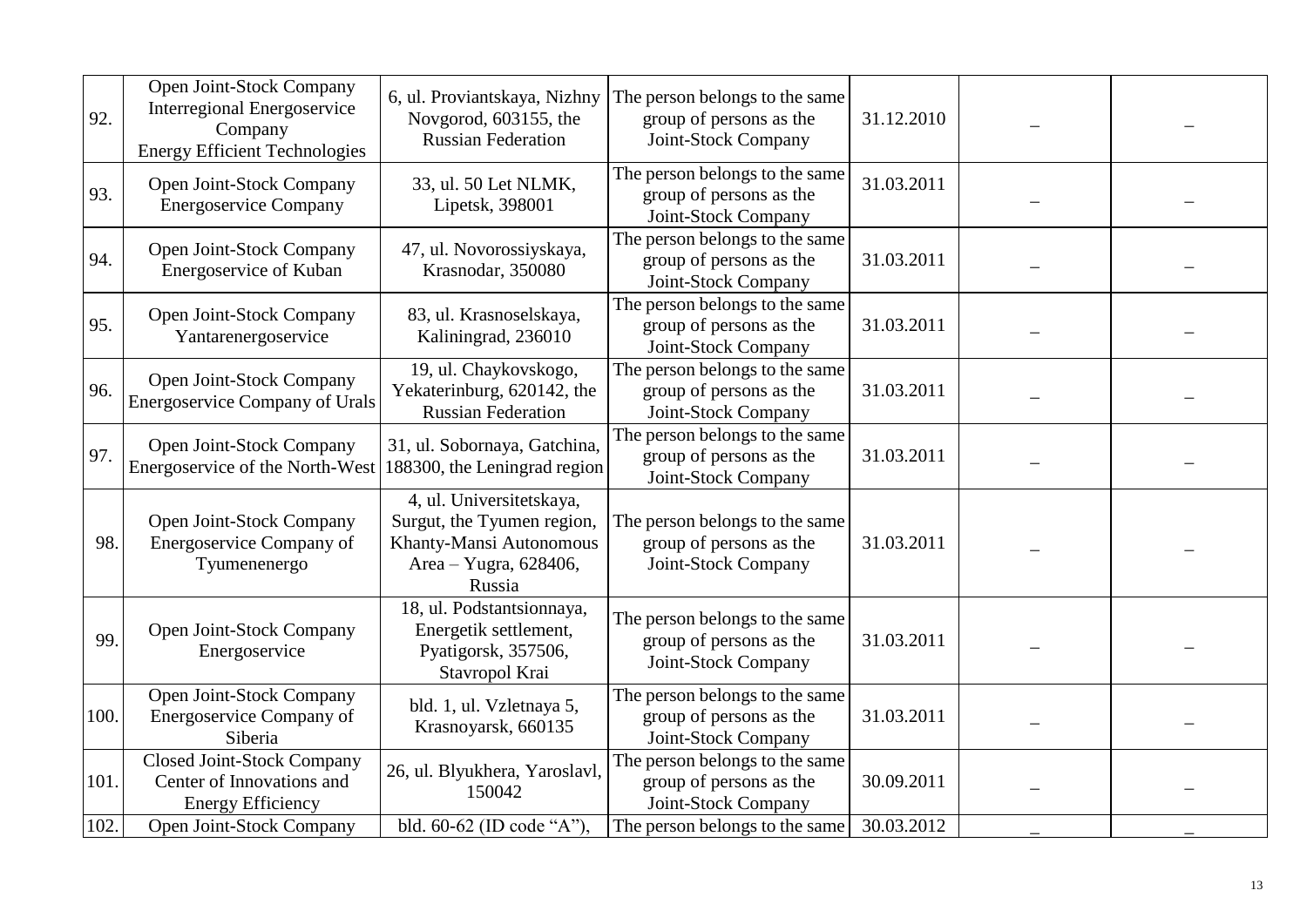| | | | | | | |
|---|---|---|---|---|---|---|
| 92. | Open Joint-Stock Company Interregional Energoservice Company Energy Efficient Technologies | 6, ul. Proviantskaya, Nizhny Novgorod, 603155, the Russian Federation | The person belongs to the same group of persons as the Joint-Stock Company | 31.12.2010 | – | – |
| 93. | Open Joint-Stock Company Energoservice Company | 33, ul. 50 Let NLMK, Lipetsk, 398001 | The person belongs to the same group of persons as the Joint-Stock Company | 31.03.2011 | – | – |
| 94. | Open Joint-Stock Company Energoservice of Kuban | 47, ul. Novorossiyskaya, Krasnodar, 350080 | The person belongs to the same group of persons as the Joint-Stock Company | 31.03.2011 | – | – |
| 95. | Open Joint-Stock Company Yantarenergoservice | 83, ul. Krasnoselskaya, Kaliningrad, 236010 | The person belongs to the same group of persons as the Joint-Stock Company | 31.03.2011 | – | – |
| 96. | Open Joint-Stock Company Energoservice Company of Urals | 19, ul. Chaykovskogo, Yekaterinburg, 620142, the Russian Federation | The person belongs to the same group of persons as the Joint-Stock Company | 31.03.2011 | – | – |
| 97. | Open Joint-Stock Company Energoservice of the North-West | 31, ul. Sobornaya, Gatchina, 188300, the Leningrad region | The person belongs to the same group of persons as the Joint-Stock Company | 31.03.2011 | – | – |
| 98. | Open Joint-Stock Company Energoservice Company of Tyumenenergo | 4, ul. Universitetskaya, Surgut, the Tyumen region, Khanty-Mansi Autonomous Area – Yugra, 628406, Russia | The person belongs to the same group of persons as the Joint-Stock Company | 31.03.2011 | – | – |
| 99. | Open Joint-Stock Company Energoservice | 18, ul. Podstantsionnaya, Energetik settlement, Pyatigorsk, 357506, Stavropol Krai | The person belongs to the same group of persons as the Joint-Stock Company | 31.03.2011 | – | – |
| 100. | Open Joint-Stock Company Energoservice Company of Siberia | bld. 1, ul. Vzletnaya 5, Krasnoyarsk, 660135 | The person belongs to the same group of persons as the Joint-Stock Company | 31.03.2011 | – | – |
| 101. | Closed Joint-Stock Company Center of Innovations and Energy Efficiency | 26, ul. Blyukhera, Yaroslavl, 150042 | The person belongs to the same group of persons as the Joint-Stock Company | 30.09.2011 | – | – |
| 102. | Open Joint-Stock Company | bld. 60-62 (ID code "A"), | The person belongs to the same | 30.03.2012 | – | – |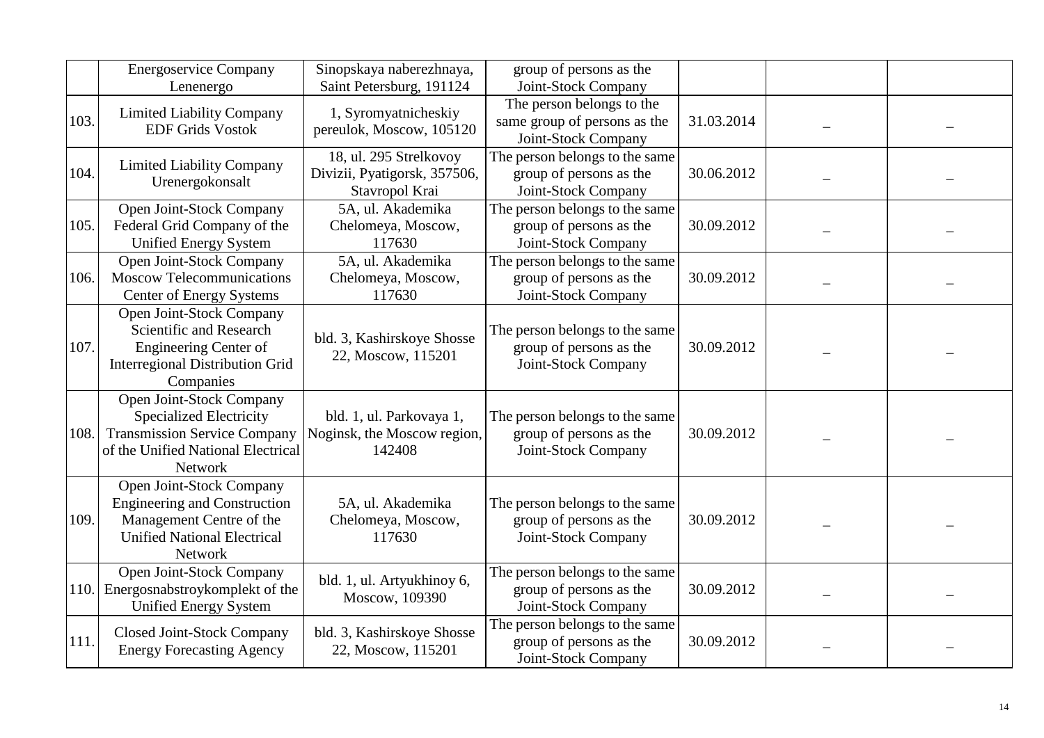| | | | | | | |
|---|---|---|---|---|---|---|
| | Energoservice Company Lenenergo | Sinopskaya naberezhnaya, Saint Petersburg, 191124 | group of persons as the Joint-Stock Company | | | |
| 103. | Limited Liability Company EDF Grids Vostok | 1, Syromyatnicheskiy pereulok, Moscow, 105120 | The person belongs to the same group of persons as the Joint-Stock Company | 31.03.2014 | – | – |
| 104. | Limited Liability Company Urenergokonsalt | 18, ul. 295 Strelkovoy Divizii, Pyatigorsk, 357506, Stavropol Krai | The person belongs to the same group of persons as the Joint-Stock Company | 30.06.2012 | – | – |
| 105. | Open Joint-Stock Company Federal Grid Company of the Unified Energy System | 5A, ul. Akademika Chelomeya, Moscow, 117630 | The person belongs to the same group of persons as the Joint-Stock Company | 30.09.2012 | – | – |
| 106. | Open Joint-Stock Company Moscow Telecommunications Center of Energy Systems | 5A, ul. Akademika Chelomeya, Moscow, 117630 | The person belongs to the same group of persons as the Joint-Stock Company | 30.09.2012 | – | – |
| 107. | Open Joint-Stock Company Scientific and Research Engineering Center of Interregional Distribution Grid Companies | bld. 3, Kashirskoye Shosse 22, Moscow, 115201 | The person belongs to the same group of persons as the Joint-Stock Company | 30.09.2012 | – | – |
| 108. | Open Joint-Stock Company Specialized Electricity Transmission Service Company of the Unified National Electrical Network | bld. 1, ul. Parkovaya 1, Noginsk, the Moscow region, 142408 | The person belongs to the same group of persons as the Joint-Stock Company | 30.09.2012 | – | – |
| 109. | Open Joint-Stock Company Engineering and Construction Management Centre of the Unified National Electrical Network | 5A, ul. Akademika Chelomeya, Moscow, 117630 | The person belongs to the same group of persons as the Joint-Stock Company | 30.09.2012 | – | – |
| 110. | Open Joint-Stock Company Energosnabstroykomplekt of the Unified Energy System | bld. 1, ul. Artyukhinoy 6, Moscow, 109390 | The person belongs to the same group of persons as the Joint-Stock Company | 30.09.2012 | – | – |
| 111. | Closed Joint-Stock Company Energy Forecasting Agency | bld. 3, Kashirskoye Shosse 22, Moscow, 115201 | The person belongs to the same group of persons as the Joint-Stock Company | 30.09.2012 | – | – |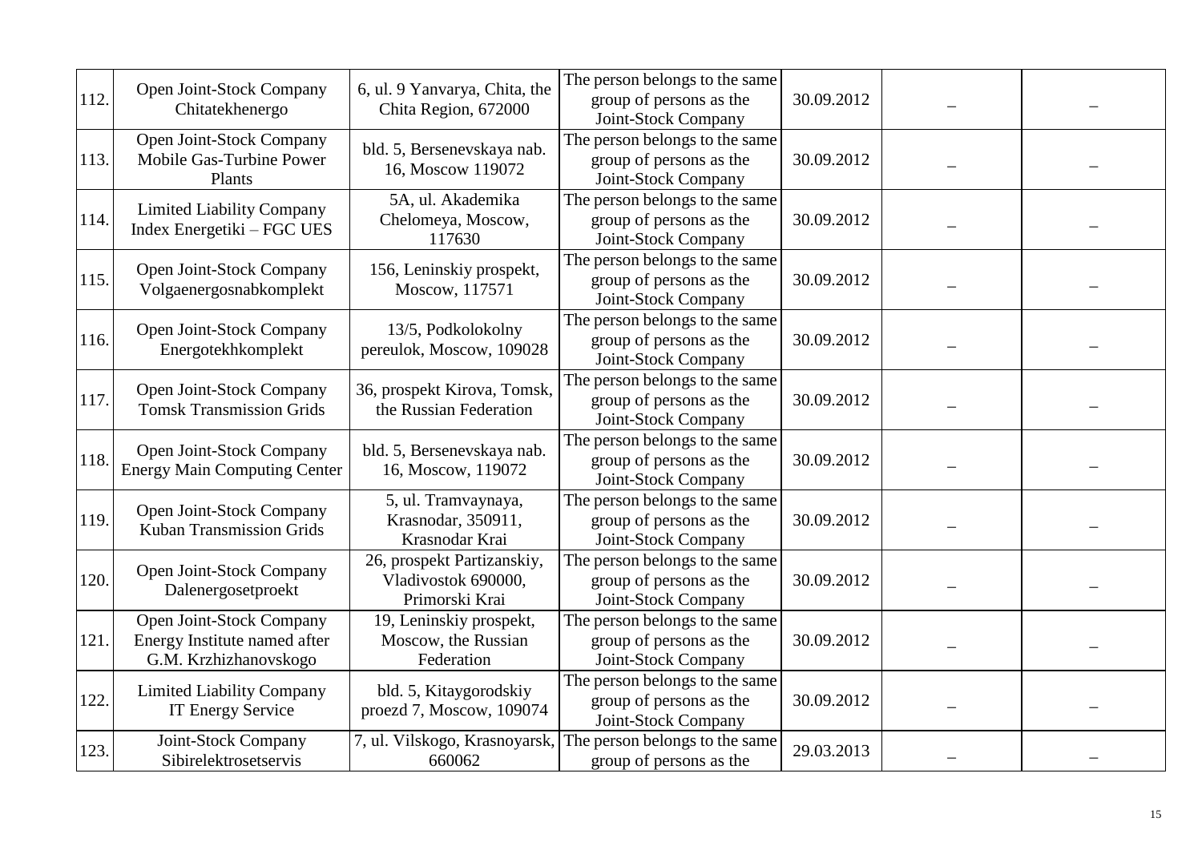| 112. | Open Joint-Stock Company Chitatekhenergo | 6, ul. 9 Yanvarya, Chita, the Chita Region, 672000 | The person belongs to the same group of persons as the Joint-Stock Company | 30.09.2012 | – | – |
|---|---|---|---|---|---|---|
| 113. | Open Joint-Stock Company Mobile Gas-Turbine Power Plants | bld. 5, Bersenevskaya nab. 16, Moscow 119072 | The person belongs to the same group of persons as the Joint-Stock Company | 30.09.2012 | – | – |
| 114. | Limited Liability Company Index Energetiki – FGC UES | 5A, ul. Akademika Chelomeya, Moscow, 117630 | The person belongs to the same group of persons as the Joint-Stock Company | 30.09.2012 | – | – |
| 115. | Open Joint-Stock Company Volgaenergosnabkomplekt | 156, Leninskiy prospekt, Moscow, 117571 | The person belongs to the same group of persons as the Joint-Stock Company | 30.09.2012 | – | – |
| 116. | Open Joint-Stock Company Energotekhkomplekt | 13/5, Podkolokolny pereulok, Moscow, 109028 | The person belongs to the same group of persons as the Joint-Stock Company | 30.09.2012 | – | – |
| 117. | Open Joint-Stock Company Tomsk Transmission Grids | 36, prospekt Kirova, Tomsk, the Russian Federation | The person belongs to the same group of persons as the Joint-Stock Company | 30.09.2012 | – | – |
| 118. | Open Joint-Stock Company Energy Main Computing Center | bld. 5, Bersenevskaya nab. 16, Moscow, 119072 | The person belongs to the same group of persons as the Joint-Stock Company | 30.09.2012 | – | – |
| 119. | Open Joint-Stock Company Kuban Transmission Grids | 5, ul. Tramvaynaya, Krasnodar, 350911, Krasnodar Krai | The person belongs to the same group of persons as the Joint-Stock Company | 30.09.2012 | – | – |
| 120. | Open Joint-Stock Company Dalenergosetproekt | 26, prospekt Partizanskiy, Vladivostok 690000, Primorski Krai | The person belongs to the same group of persons as the Joint-Stock Company | 30.09.2012 | – | – |
| 121. | Open Joint-Stock Company Energy Institute named after G.M. Krzhizhanovskogo | 19, Leninskiy prospekt, Moscow, the Russian Federation | The person belongs to the same group of persons as the Joint-Stock Company | 30.09.2012 | – | – |
| 122. | Limited Liability Company IT Energy Service | bld. 5, Kitaygorodskiy proezd 7, Moscow, 109074 | The person belongs to the same group of persons as the Joint-Stock Company | 30.09.2012 | – | – |
| 123. | Joint-Stock Company Sibirelektrosetservis | 7, ul. Vilskogo, Krasnoyarsk, 660062 | The person belongs to the same group of persons as the | 29.03.2013 | – | – |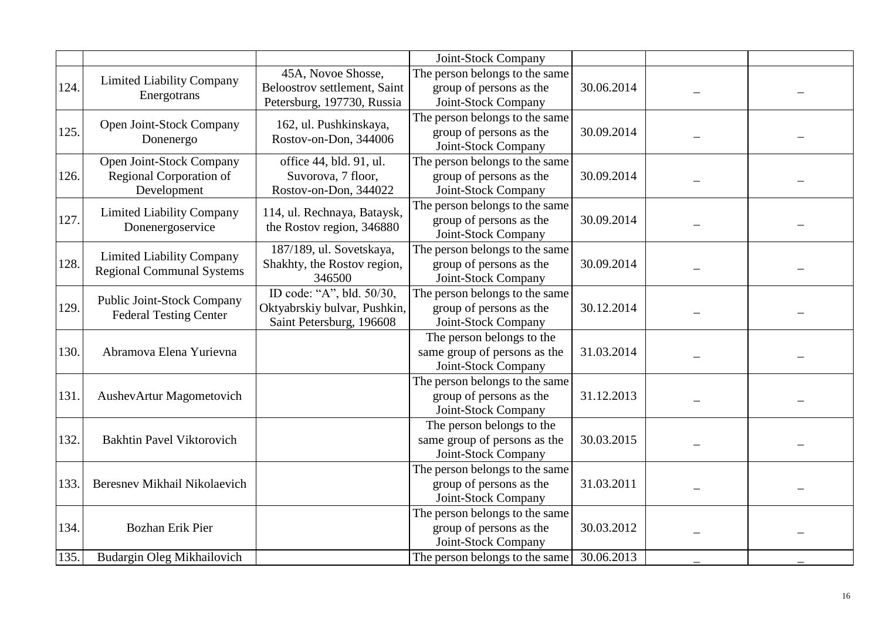| | | | Joint-Stock Company | | | |
|---|---|---|---|---|---|---|
| 124. | Limited Liability Company Energotrans | 45A, Novoe Shosse, Beloostrov settlement, Saint Petersburg, 197730, Russia | The person belongs to the same group of persons as the Joint-Stock Company | 30.06.2014 | _ | _ |
| 125. | Open Joint-Stock Company Donenergo | 162, ul. Pushkinskaya, Rostov-on-Don, 344006 | The person belongs to the same group of persons as the Joint-Stock Company | 30.09.2014 | _ | _ |
| 126. | Open Joint-Stock Company Regional Corporation of Development | office 44, bld. 91, ul. Suvorova, 7 floor, Rostov-on-Don, 344022 | The person belongs to the same group of persons as the Joint-Stock Company | 30.09.2014 | _ | _ |
| 127. | Limited Liability Company Donenergoservice | 114, ul. Rechnaya, Bataysk, the Rostov region, 346880 | The person belongs to the same group of persons as the Joint-Stock Company | 30.09.2014 | _ | _ |
| 128. | Limited Liability Company Regional Communal Systems | 187/189, ul. Sovetskaya, Shakhty, the Rostov region, 346500 | The person belongs to the same group of persons as the Joint-Stock Company | 30.09.2014 | _ | _ |
| 129. | Public Joint-Stock Company Federal Testing Center | ID code: "A", bld. 50/30, Oktyabrskiy bulvar, Pushkin, Saint Petersburg, 196608 | The person belongs to the same group of persons as the Joint-Stock Company | 30.12.2014 | _ | _ |
| 130. | Abramova Elena Yurievna | | The person belongs to the same group of persons as the Joint-Stock Company | 31.03.2014 | _ | _ |
| 131. | AushevArtur Magometovich | | The person belongs to the same group of persons as the Joint-Stock Company | 31.12.2013 | _ | _ |
| 132. | Bakhtin Pavel Viktorovich | | The person belongs to the same group of persons as the Joint-Stock Company | 30.03.2015 | _ | _ |
| 133. | Beresnev Mikhail Nikolaevich | | The person belongs to the same group of persons as the Joint-Stock Company | 31.03.2011 | _ | _ |
| 134. | Bozhan Erik Pier | | The person belongs to the same group of persons as the Joint-Stock Company | 30.03.2012 | _ | _ |
| 135. | Budargin Oleg Mikhailovich | | The person belongs to the same | 30.06.2013 | _ | _ |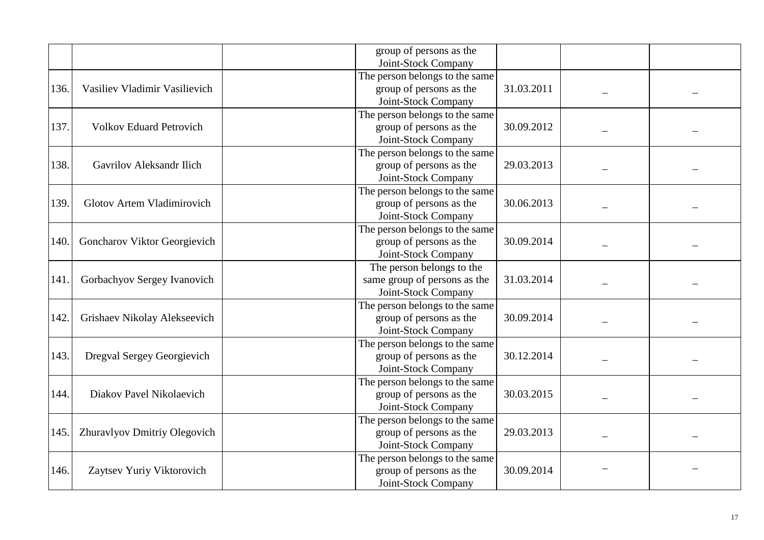| | | | | | | |
|---|---|---|---|---|---|---|
| | | | group of persons as the Joint-Stock Company | | | |
| 136. | Vasiliev Vladimir Vasilievich | | The person belongs to the same group of persons as the Joint-Stock Company | 31.03.2011 | – | – |
| 137. | Volkov Eduard Petrovich | | The person belongs to the same group of persons as the Joint-Stock Company | 30.09.2012 | – | – |
| 138. | Gavrilov Aleksandr Ilich | | The person belongs to the same group of persons as the Joint-Stock Company | 29.03.2013 | – | – |
| 139. | Glotov Artem Vladimirovich | | The person belongs to the same group of persons as the Joint-Stock Company | 30.06.2013 | – | – |
| 140. | Goncharov Viktor Georgievich | | The person belongs to the same group of persons as the Joint-Stock Company | 30.09.2014 | – | – |
| 141. | Gorbachyov Sergey Ivanovich | | The person belongs to the same group of persons as the Joint-Stock Company | 31.03.2014 | – | – |
| 142. | Grishaev Nikolay Alekseevich | | The person belongs to the same group of persons as the Joint-Stock Company | 30.09.2014 | – | – |
| 143. | Dregval Sergey Georgievich | | The person belongs to the same group of persons as the Joint-Stock Company | 30.12.2014 | – | – |
| 144. | Diakov Pavel Nikolaevich | | The person belongs to the same group of persons as the Joint-Stock Company | 30.03.2015 | – | – |
| 145. | Zhuravlyov Dmitriy Olegovich | | The person belongs to the same group of persons as the Joint-Stock Company | 29.03.2013 | – | – |
| 146. | Zaytsev Yuriy Viktorovich | | The person belongs to the same group of persons as the Joint-Stock Company | 30.09.2014 | – | – |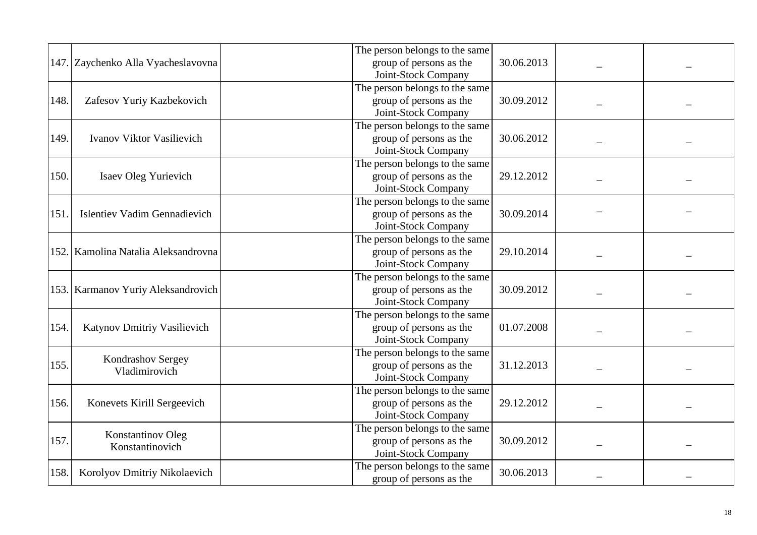| | | | | | | |
|---|---|---|---|---|---|---|
| 147. | Zaychenko Alla Vyacheslavovna | | The person belongs to the same group of persons as the Joint-Stock Company | 30.06.2013 | – | – |
| 148. | Zafesov Yuriy Kazbekovich | | The person belongs to the same group of persons as the Joint-Stock Company | 30.09.2012 | – | – |
| 149. | Ivanov Viktor Vasilievich | | The person belongs to the same group of persons as the Joint-Stock Company | 30.06.2012 | – | – |
| 150. | Isaev Oleg Yurievich | | The person belongs to the same group of persons as the Joint-Stock Company | 29.12.2012 | – | – |
| 151. | Islentiev Vadim Gennadievich | | The person belongs to the same group of persons as the Joint-Stock Company | 30.09.2014 | – | – |
| 152. | Kamolina Natalia Aleksandrovna | | The person belongs to the same group of persons as the Joint-Stock Company | 29.10.2014 | – | – |
| 153. | Karmanov Yuriy Aleksandrovich | | The person belongs to the same group of persons as the Joint-Stock Company | 30.09.2012 | – | – |
| 154. | Katynov Dmitriy Vasilievich | | The person belongs to the same group of persons as the Joint-Stock Company | 01.07.2008 | – | – |
| 155. | Kondrashov Sergey Vladimirovich | | The person belongs to the same group of persons as the Joint-Stock Company | 31.12.2013 | – | – |
| 156. | Konevets Kirill Sergeevich | | The person belongs to the same group of persons as the Joint-Stock Company | 29.12.2012 | – | – |
| 157. | Konstantinov Oleg Konstantinovich | | The person belongs to the same group of persons as the Joint-Stock Company | 30.09.2012 | – | – |
| 158. | Korolyov Dmitriy Nikolaevich | | The person belongs to the same group of persons as the | 30.06.2013 | – | – |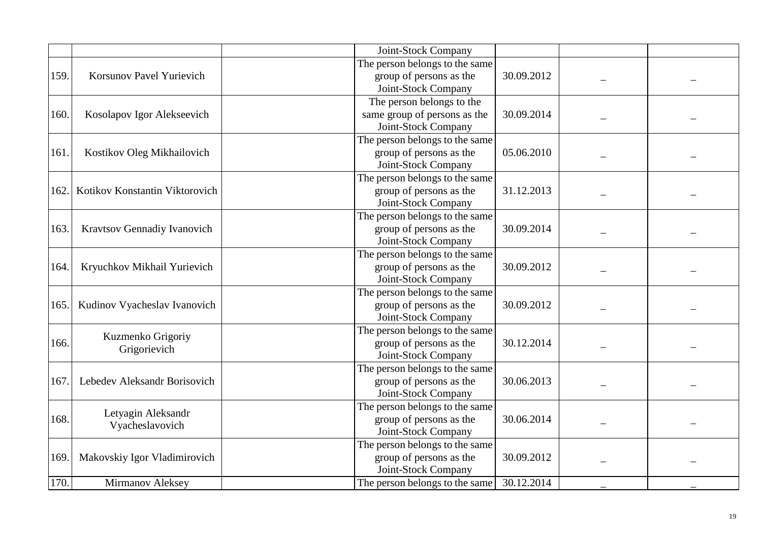| | | | | | | |
|---|---|---|---|---|---|---|
| | | | Joint-Stock Company | | | |
| 159. | Korsunov Pavel Yurievich | | The person belongs to the same group of persons as the Joint-Stock Company | 30.09.2012 | – | – |
| 160. | Kosolapov Igor Alekseevich | | The person belongs to the same group of persons as the Joint-Stock Company | 30.09.2014 | – | – |
| 161. | Kostikov Oleg Mikhailovich | | The person belongs to the same group of persons as the Joint-Stock Company | 05.06.2010 | – | – |
| 162. | Kotikov Konstantin Viktorovich | | The person belongs to the same group of persons as the Joint-Stock Company | 31.12.2013 | – | – |
| 163. | Kravtsov Gennadiy Ivanovich | | The person belongs to the same group of persons as the Joint-Stock Company | 30.09.2014 | – | – |
| 164. | Kryuchkov Mikhail Yurievich | | The person belongs to the same group of persons as the Joint-Stock Company | 30.09.2012 | – | – |
| 165. | Kudinov Vyacheslav Ivanovich | | The person belongs to the same group of persons as the Joint-Stock Company | 30.09.2012 | – | – |
| 166. | Kuzmenko Grigoriy Grigorievich | | The person belongs to the same group of persons as the Joint-Stock Company | 30.12.2014 | – | – |
| 167. | Lebedev Aleksandr Borisovich | | The person belongs to the same group of persons as the Joint-Stock Company | 30.06.2013 | – | – |
| 168. | Letyagin Aleksandr Vyacheslavovich | | The person belongs to the same group of persons as the Joint-Stock Company | 30.06.2014 | – | – |
| 169. | Makovskiy Igor Vladimirovich | | The person belongs to the same group of persons as the Joint-Stock Company | 30.09.2012 | – | – |
| 170. | Mirmanov Aleksey | | The person belongs to the same | 30.12.2014 | – | – |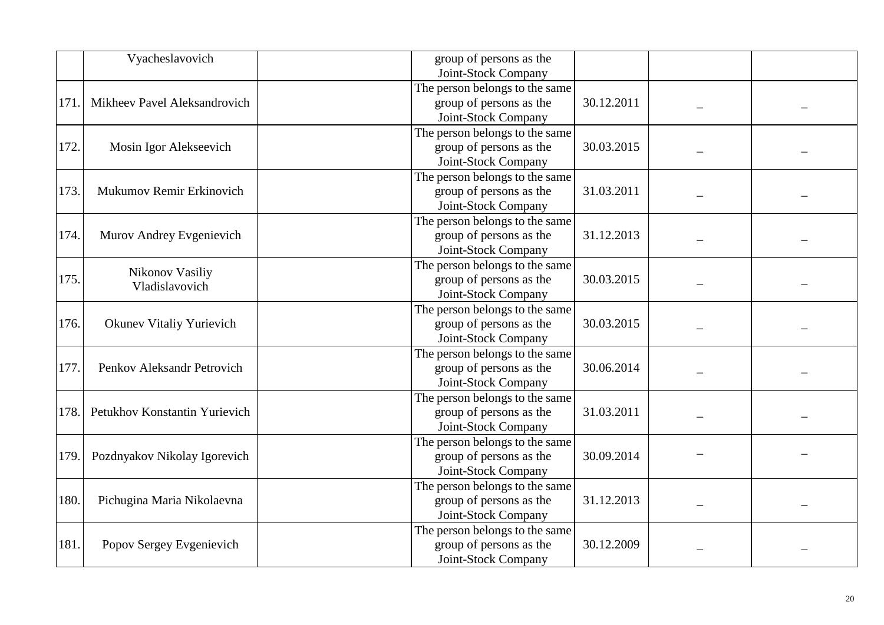| | | | | | | |
|---|---|---|---|---|---|---|
| | Vyacheslavovich | | group of persons as the Joint-Stock Company | | | |
| 171. | Mikheev Pavel Aleksandrovich | | The person belongs to the same group of persons as the Joint-Stock Company | 30.12.2011 | – | – |
| 172. | Mosin Igor Alekseevich | | The person belongs to the same group of persons as the Joint-Stock Company | 30.03.2015 | – | – |
| 173. | Mukumov Remir Erkinovich | | The person belongs to the same group of persons as the Joint-Stock Company | 31.03.2011 | – | – |
| 174. | Murov Andrey Evgenievich | | The person belongs to the same group of persons as the Joint-Stock Company | 31.12.2013 | – | – |
| 175. | Nikonov Vasiliy Vladislavovich | | The person belongs to the same group of persons as the Joint-Stock Company | 30.03.2015 | – | – |
| 176. | Okunev Vitaliy Yurievich | | The person belongs to the same group of persons as the Joint-Stock Company | 30.03.2015 | – | – |
| 177. | Penkov Aleksandr Petrovich | | The person belongs to the same group of persons as the Joint-Stock Company | 30.06.2014 | – | – |
| 178. | Petukhov Konstantin Yurievich | | The person belongs to the same group of persons as the Joint-Stock Company | 31.03.2011 | – | – |
| 179. | Pozdnyakov Nikolay Igorevich | | The person belongs to the same group of persons as the Joint-Stock Company | 30.09.2014 | – | – |
| 180. | Pichugina Maria Nikolaevna | | The person belongs to the same group of persons as the Joint-Stock Company | 31.12.2013 | – | – |
| 181. | Popov Sergey Evgenievich | | The person belongs to the same group of persons as the Joint-Stock Company | 30.12.2009 | – | – |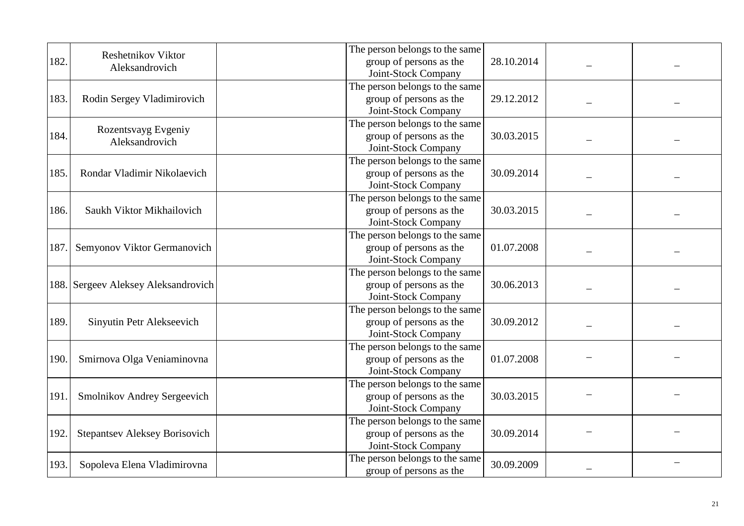| | | | | | | |
|---|---|---|---|---|---|---|
| 182. | Reshetnikov Viktor Aleksandrovich | | The person belongs to the same group of persons as the Joint-Stock Company | 28.10.2014 | – | – |
| 183. | Rodin Sergey Vladimirovich | | The person belongs to the same group of persons as the Joint-Stock Company | 29.12.2012 | – | – |
| 184. | Rozentsvayg Evgeniy Aleksandrovich | | The person belongs to the same group of persons as the Joint-Stock Company | 30.03.2015 | – | – |
| 185. | Rondar Vladimir Nikolaevich | | The person belongs to the same group of persons as the Joint-Stock Company | 30.09.2014 | – | – |
| 186. | Saukh Viktor Mikhailovich | | The person belongs to the same group of persons as the Joint-Stock Company | 30.03.2015 | – | – |
| 187. | Semyonov Viktor Germanovich | | The person belongs to the same group of persons as the Joint-Stock Company | 01.07.2008 | – | – |
| 188. | Sergeev Aleksey Aleksandrovich | | The person belongs to the same group of persons as the Joint-Stock Company | 30.06.2013 | – | – |
| 189. | Sinyutin Petr Alekseevich | | The person belongs to the same group of persons as the Joint-Stock Company | 30.09.2012 | – | – |
| 190. | Smirnova Olga Veniaminovna | | The person belongs to the same group of persons as the Joint-Stock Company | 01.07.2008 | – | – |
| 191. | Smolnikov Andrey Sergeevich | | The person belongs to the same group of persons as the Joint-Stock Company | 30.03.2015 | – | – |
| 192. | Stepantsev Aleksey Borisovich | | The person belongs to the same group of persons as the Joint-Stock Company | 30.09.2014 | – | – |
| 193. | Sopoleva Elena Vladimirovna | | The person belongs to the same group of persons as the | 30.09.2009 | – | – |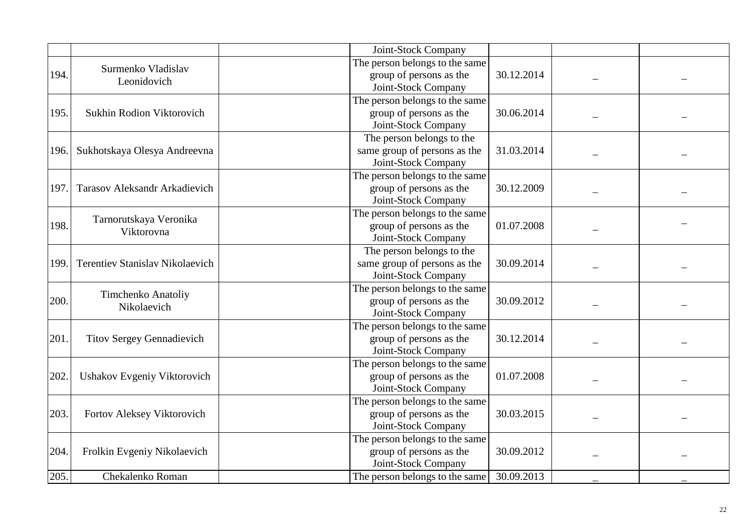| | | | | | | |
|---|---|---|---|---|---|---|
| | | | Joint-Stock Company | | | |
| 194. | Surmenko Vladislav Leonidovich | | The person belongs to the same group of persons as the Joint-Stock Company | 30.12.2014 | – | – |
| 195. | Sukhin Rodion Viktorovich | | The person belongs to the same group of persons as the Joint-Stock Company | 30.06.2014 | – | – |
| 196. | Sukhotskaya Olesya Andreevna | | The person belongs to the same group of persons as the Joint-Stock Company | 31.03.2014 | – | – |
| 197. | Tarasov Aleksandr Arkadievich | | The person belongs to the same group of persons as the Joint-Stock Company | 30.12.2009 | – | – |
| 198. | Tarnorutskaya Veronika Viktorovna | | The person belongs to the same group of persons as the Joint-Stock Company | 01.07.2008 | – | – |
| 199. | Terentiev Stanislav Nikolaevich | | The person belongs to the same group of persons as the Joint-Stock Company | 30.09.2014 | – | – |
| 200. | Timchenko Anatoliy Nikolaevich | | The person belongs to the same group of persons as the Joint-Stock Company | 30.09.2012 | – | – |
| 201. | Titov Sergey Gennadievich | | The person belongs to the same group of persons as the Joint-Stock Company | 30.12.2014 | – | – |
| 202. | Ushakov Evgeniy Viktorovich | | The person belongs to the same group of persons as the Joint-Stock Company | 01.07.2008 | – | – |
| 203. | Fortov Aleksey Viktorovich | | The person belongs to the same group of persons as the Joint-Stock Company | 30.03.2015 | – | – |
| 204. | Frolkin Evgeniy Nikolaevich | | The person belongs to the same group of persons as the Joint-Stock Company | 30.09.2012 | – | – |
| 205. | Chekalenko Roman | | The person belongs to the same | 30.09.2013 | – | – |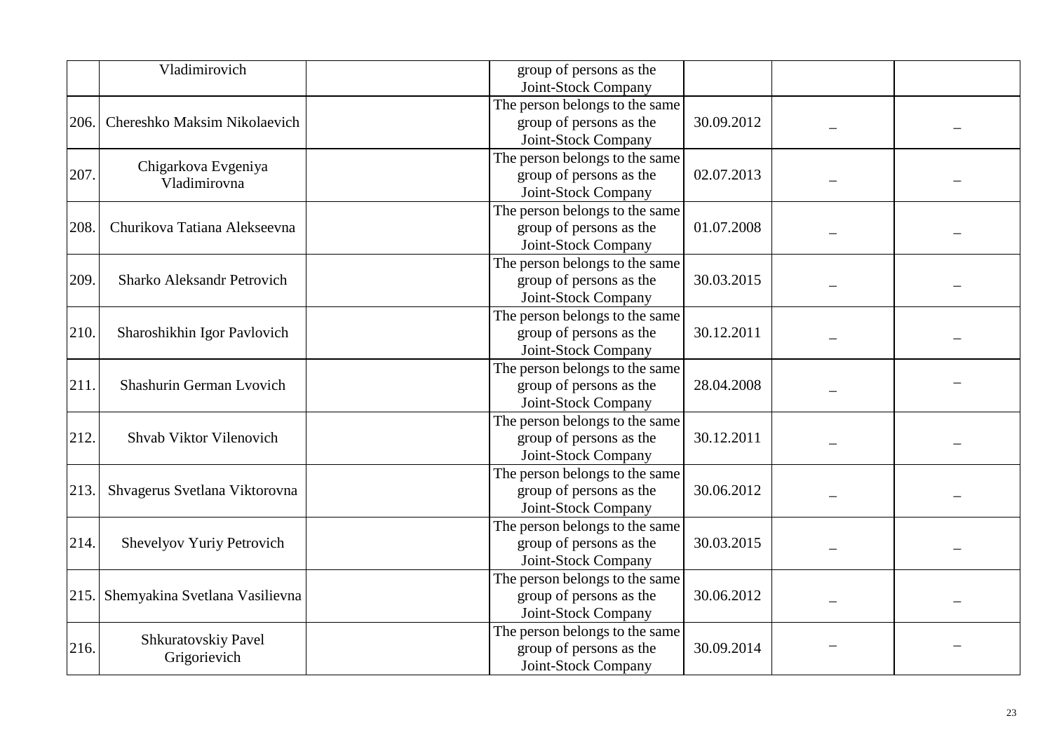| | | | | | | |
|---|---|---|---|---|---|---|
| | Vladimirovich | | group of persons as the Joint-Stock Company | | | |
| 206. | Chereshko Maksim Nikolaevich | | The person belongs to the same group of persons as the Joint-Stock Company | 30.09.2012 | – | – |
| 207. | Chigarkova Evgeniya Vladimirovna | | The person belongs to the same group of persons as the Joint-Stock Company | 02.07.2013 | – | – |
| 208. | Churikova Tatiana Alekseevna | | The person belongs to the same group of persons as the Joint-Stock Company | 01.07.2008 | – | – |
| 209. | Sharko Aleksandr Petrovich | | The person belongs to the same group of persons as the Joint-Stock Company | 30.03.2015 | – | – |
| 210. | Sharoshikhin Igor Pavlovich | | The person belongs to the same group of persons as the Joint-Stock Company | 30.12.2011 | – | – |
| 211. | Shashurin German Lvovich | | The person belongs to the same group of persons as the Joint-Stock Company | 28.04.2008 | – | – |
| 212. | Shvab Viktor Vilenovich | | The person belongs to the same group of persons as the Joint-Stock Company | 30.12.2011 | – | – |
| 213. | Shvagerus Svetlana Viktorovna | | The person belongs to the same group of persons as the Joint-Stock Company | 30.06.2012 | – | – |
| 214. | Shevelyov Yuriy Petrovich | | The person belongs to the same group of persons as the Joint-Stock Company | 30.03.2015 | – | – |
| 215. | Shemyakina Svetlana Vasilievna | | The person belongs to the same group of persons as the Joint-Stock Company | 30.06.2012 | – | – |
| 216. | Shkuratovskiy Pavel Grigorievich | | The person belongs to the same group of persons as the Joint-Stock Company | 30.09.2014 | – | – |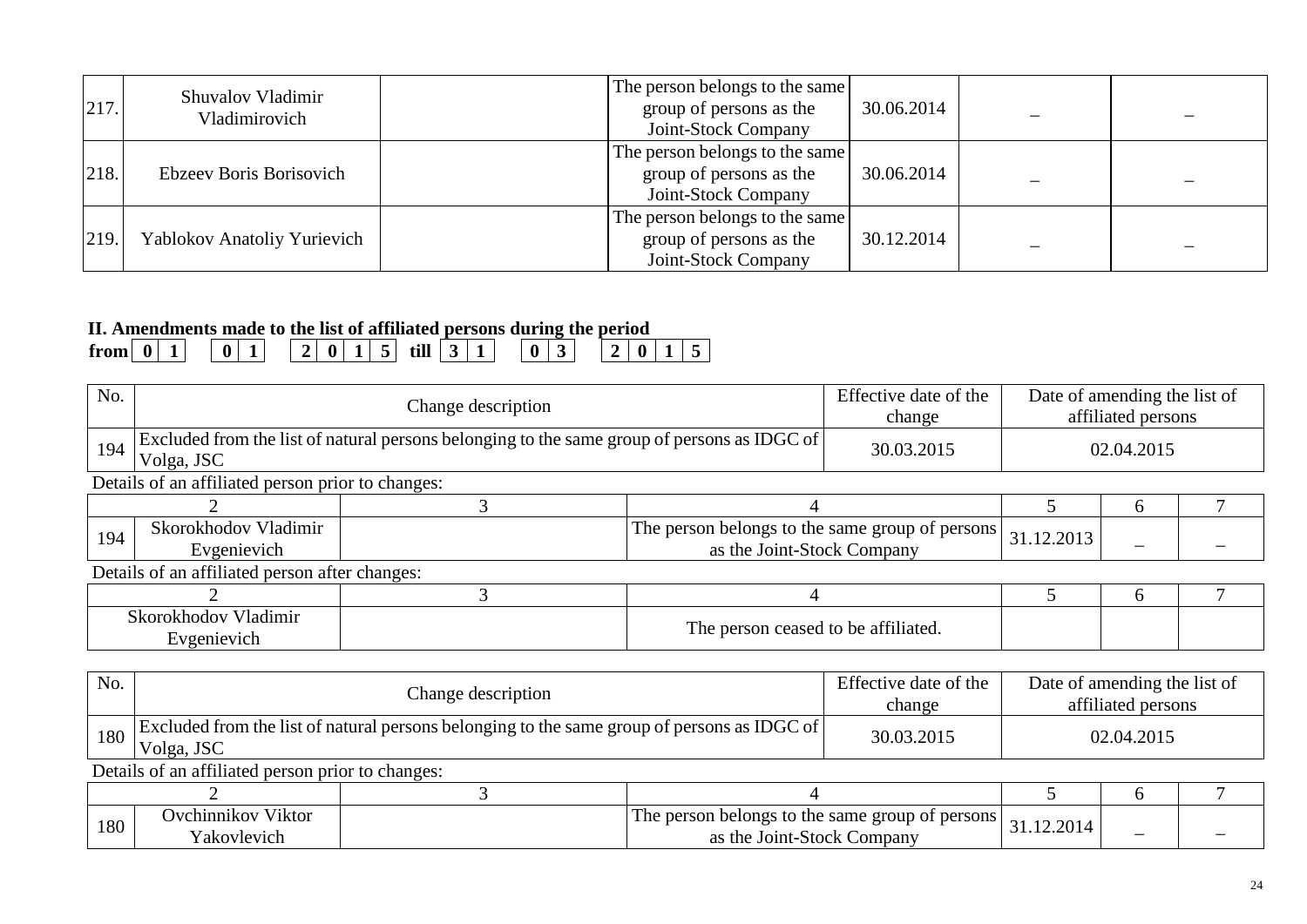| | | | | | | |
|---|---|---|---|---|---|---|
| 217. | Shuvalov Vladimir Vladimirovich | | The person belongs to the same group of persons as the Joint-Stock Company | 30.06.2014 | – | – |
| 218. | Ebzeev Boris Borisovich | | The person belongs to the same group of persons as the Joint-Stock Company | 30.06.2014 | – | – |
| 219. | Yablokov Anatoliy Yurievich | | The person belongs to the same group of persons as the Joint-Stock Company | 30.12.2014 | – | – |

**II. Amendments made to the list of affiliated persons during the period**
**from 01 01 2015 till 31 03 2015**

| No. | Change description | Effective date of the change | Date of amending the list of affiliated persons |
|---|---|---|---|
| 194 | Excluded from the list of natural persons belonging to the same group of persons as IDGC of Volga, JSC | 30.03.2015 | 02.04.2015 |

Details of an affiliated person prior to changes:

| | 2 | 3 | 4 | 5 | 6 | 7 |
|---|---|---|---|---|---|---|
| 194 | Skorokhodov Vladimir Evgenievich | | The person belongs to the same group of persons as the Joint-Stock Company | 31.12.2013 | – | – |

Details of an affiliated person after changes:

| 2 | 3 | 4 | 5 | 6 | 7 |
|---|---|---|---|---|---|
| Skorokhodov Vladimir Evgenievich | | The person ceased to be affiliated. | | | |

| No. | Change description | Effective date of the change | Date of amending the list of affiliated persons |
|---|---|---|---|
| 180 | Excluded from the list of natural persons belonging to the same group of persons as IDGC of Volga, JSC | 30.03.2015 | 02.04.2015 |

Details of an affiliated person prior to changes:

| | 2 | 3 | 4 | 5 | 6 | 7 |
|---|---|---|---|---|---|---|
| 180 | Ovchinnikov Viktor Yakovlevich | | The person belongs to the same group of persons as the Joint-Stock Company | 31.12.2014 | – | – |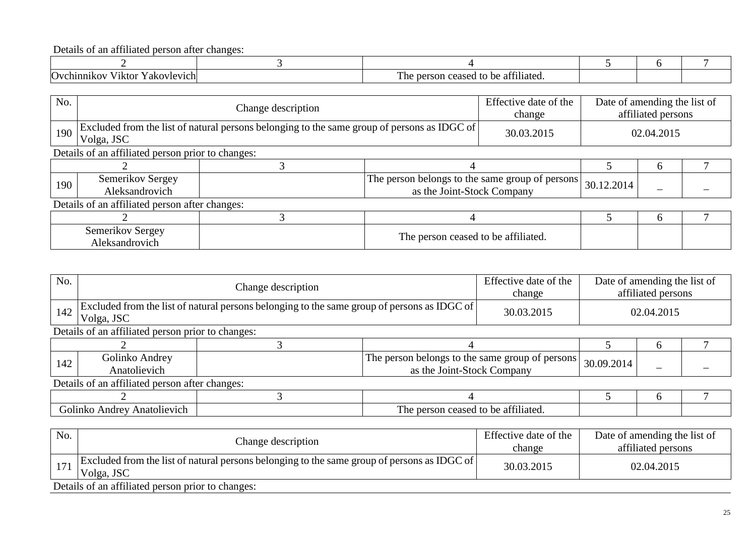Details of an affiliated person after changes:

| 2 | 3 | 4 | 5 | 6 | 7 |
|---|---|---|---|---|---|
| Ovchinnikov Viktor Yakovlevich | | The person ceased to be affiliated. | | | |

| No. | Change description | Effective date of the change | Date of amending the list of affiliated persons |
|---|---|---|---|
| 190 | Excluded from the list of natural persons belonging to the same group of persons as IDGC of Volga, JSC | 30.03.2015 | 02.04.2015 |

Details of an affiliated person prior to changes:

| | 2 | 3 | 4 | 5 | 6 | 7 |
|---|---|---|---|---|---|---|
| 190 | Semerikov Sergey Aleksandrovich | | The person belongs to the same group of persons as the Joint-Stock Company | 30.12.2014 | – | – |

Details of an affiliated person after changes:

| 2 | 3 | 4 | 5 | 6 | 7 |
|---|---|---|---|---|---|
| Semerikov Sergey Aleksandrovich | | The person ceased to be affiliated. | | | |

| No. | Change description | Effective date of the change | Date of amending the list of affiliated persons |
|---|---|---|---|
| 142 | Excluded from the list of natural persons belonging to the same group of persons as IDGC of Volga, JSC | 30.03.2015 | 02.04.2015 |

Details of an affiliated person prior to changes:

| | 2 | 3 | 4 | 5 | 6 | 7 |
|---|---|---|---|---|---|---|
| 142 | Golinko Andrey Anatolievich | | The person belongs to the same group of persons as the Joint-Stock Company | 30.09.2014 | – | – |

Details of an affiliated person after changes:

| 2 | 3 | 4 | 5 | 6 | 7 |
|---|---|---|---|---|---|
| Golinko Andrey Anatolievich | | The person ceased to be affiliated. | | | |

| No. | Change description | Effective date of the change | Date of amending the list of affiliated persons |
|---|---|---|---|
| 171 | Excluded from the list of natural persons belonging to the same group of persons as IDGC of Volga, JSC | 30.03.2015 | 02.04.2015 |

Details of an affiliated person prior to changes: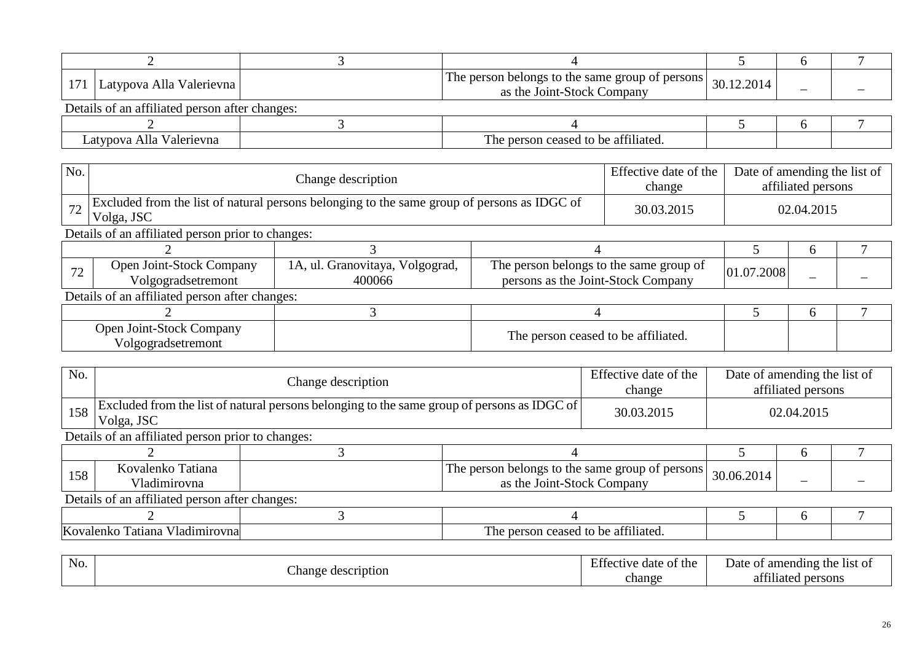| | 2 | 3 | 4 | 5 | 6 | 7 |
|---|---|---|---|---|---|---|
| 171 | Latypova Alla Valerievna | | The person belongs to the same group of persons as the Joint-Stock Company | 30.12.2014 | – | – |

Details of an affiliated person after changes:

| 2 | 3 | 4 | 5 | 6 | 7 |
|---|---|---|---|---|---|
| Latypova Alla Valerievna | | The person ceased to be affiliated. | | | |

| No. | Change description | Effective date of the change | Date of amending the list of affiliated persons |
|---|---|---|---|
| 72 | Excluded from the list of natural persons belonging to the same group of persons as IDGC of Volga, JSC | 30.03.2015 | 02.04.2015 |

Details of an affiliated person prior to changes:

| | 2 | 3 | 4 | 5 | 6 | 7 |
|---|---|---|---|---|---|---|
| 72 | Open Joint-Stock Company Volgogradsetremont | 1A, ul. Granovitaya, Volgograd, 400066 | The person belongs to the same group of persons as the Joint-Stock Company | 01.07.2008 | – | – |

Details of an affiliated person after changes:

| 2 | 3 | 4 | 5 | 6 | 7 |
|---|---|---|---|---|---|
| Open Joint-Stock Company Volgogradsetremont | | The person ceased to be affiliated. | | | |

| No. | Change description | Effective date of the change | Date of amending the list of affiliated persons |
|---|---|---|---|
| 158 | Excluded from the list of natural persons belonging to the same group of persons as IDGC of Volga, JSC | 30.03.2015 | 02.04.2015 |

Details of an affiliated person prior to changes:

| | 2 | 3 | 4 | 5 | 6 | 7 |
|---|---|---|---|---|---|---|
| 158 | Kovalenko Tatiana Vladimirovna | | The person belongs to the same group of persons as the Joint-Stock Company | 30.06.2014 | – | – |

Details of an affiliated person after changes:

| 2 | 3 | 4 | 5 | 6 | 7 |
|---|---|---|---|---|---|
| Kovalenko Tatiana Vladimirovna | | The person ceased to be affiliated. | | | |

| No. | Change description | Effective date of the change | Date of amending the list of affiliated persons |
|---|---|---|---|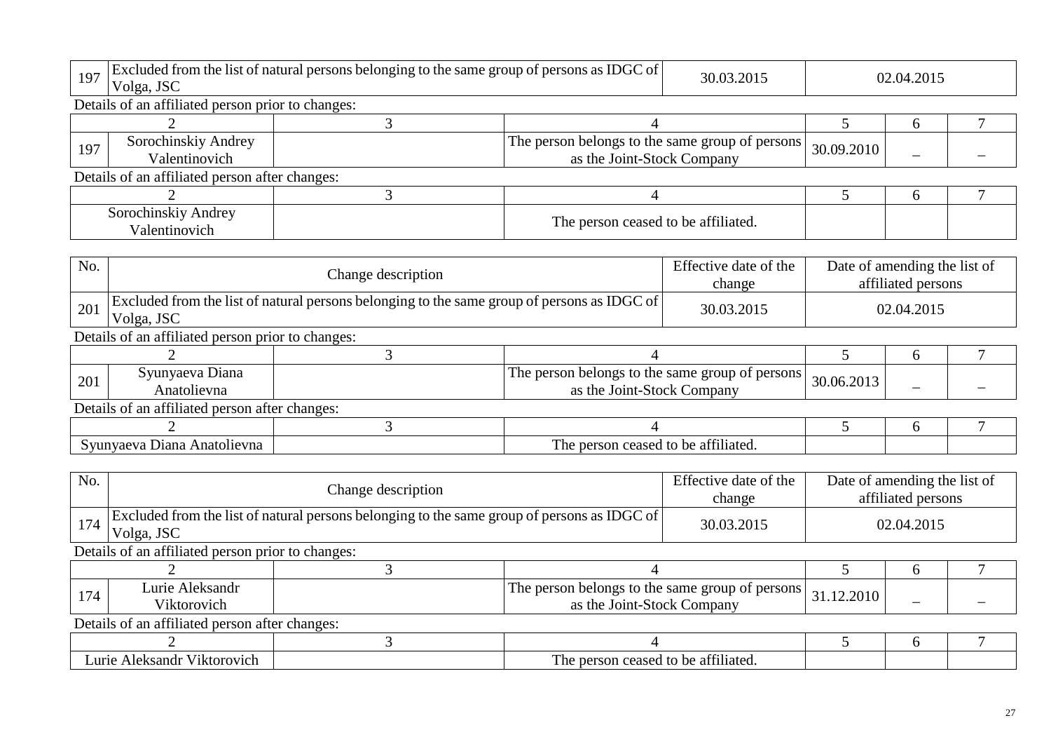| 197 | Excluded from the list of natural persons belonging to the same group of persons as IDGC of Volga, JSC | 30.03.2015 | 02.04.2015 |
|---|---|---|---|

Details of an affiliated person prior to changes:

| | 2 | 3 | 4 | 5 | 6 | 7 |
|---|---|---|---|---|---|---|
| 197 | Sorochinskiy Andrey Valentinovich | | The person belongs to the same group of persons as the Joint-Stock Company | 30.09.2010 | – | – |

Details of an affiliated person after changes:

| 2 | 3 | 4 | 5 | 6 | 7 |
|---|---|---|---|---|---|
| Sorochinskiy Andrey Valentinovich | | The person ceased to be affiliated. | | | |

| No. | Change description | Effective date of the change | Date of amending the list of affiliated persons |
|---|---|---|---|
| 201 | Excluded from the list of natural persons belonging to the same group of persons as IDGC of Volga, JSC | 30.03.2015 | 02.04.2015 |

Details of an affiliated person prior to changes:

| | 2 | 3 | 4 | 5 | 6 | 7 |
|---|---|---|---|---|---|---|
| 201 | Syunyaeva Diana Anatolievna | | The person belongs to the same group of persons as the Joint-Stock Company | 30.06.2013 | – | – |

Details of an affiliated person after changes:

| 2 | 3 | 4 | 5 | 6 | 7 |
|---|---|---|---|---|---|
| Syunyaeva Diana Anatolievna | | The person ceased to be affiliated. | | | |

| No. | Change description | Effective date of the change | Date of amending the list of affiliated persons |
|---|---|---|---|
| 174 | Excluded from the list of natural persons belonging to the same group of persons as IDGC of Volga, JSC | 30.03.2015 | 02.04.2015 |

Details of an affiliated person prior to changes:

| | 2 | 3 | 4 | 5 | 6 | 7 |
|---|---|---|---|---|---|---|
| 174 | Lurie Aleksandr Viktorovich | | The person belongs to the same group of persons as the Joint-Stock Company | 31.12.2010 | – | – |

Details of an affiliated person after changes:

| 2 | 3 | 4 | 5 | 6 | 7 |
|---|---|---|---|---|---|
| Lurie Aleksandr Viktorovich | | The person ceased to be affiliated. | | | |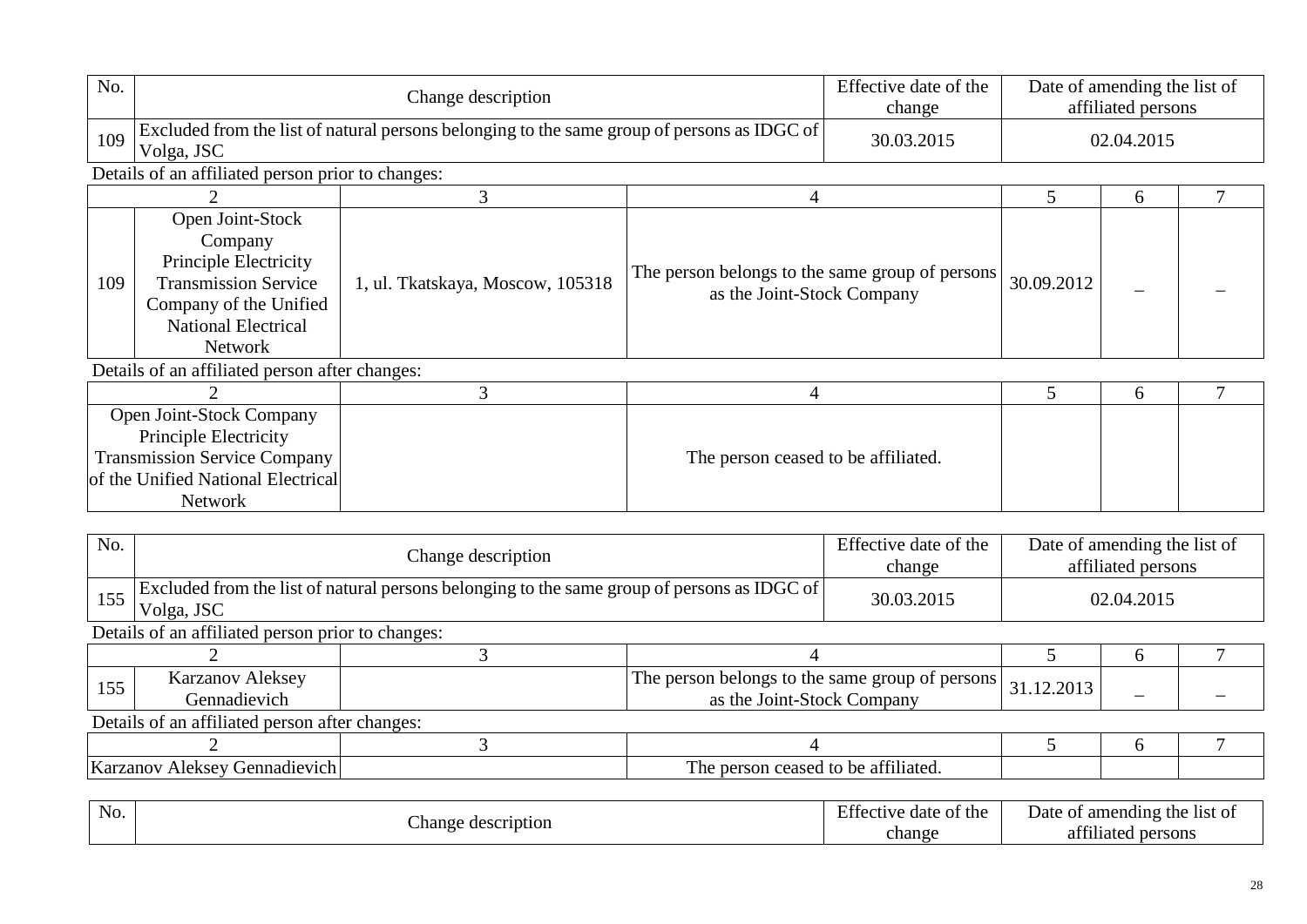| No. | Change description | Effective date of the change | Date of amending the list of affiliated persons |
|---|---|---|---|
| 109 | Excluded from the list of natural persons belonging to the same group of persons as IDGC of Volga, JSC | 30.03.2015 | 02.04.2015 |

Details of an affiliated person prior to changes:

| | 2 | 3 | 4 | 5 | 6 | 7 |
|---|---|---|---|---|---|---|
| 109 | Open Joint-Stock Company Principle Electricity Transmission Service Company of the Unified National Electrical Network | 1, ul. Tkatskaya, Moscow, 105318 | The person belongs to the same group of persons as the Joint-Stock Company | 30.09.2012 | – | – |

Details of an affiliated person after changes:

| 2 | 3 | 4 | 5 | 6 | 7 |
|---|---|---|---|---|---|
| Open Joint-Stock Company Principle Electricity Transmission Service Company of the Unified National Electrical Network | | The person ceased to be affiliated. | | | |

| No. | Change description | Effective date of the change | Date of amending the list of affiliated persons |
|---|---|---|---|
| 155 | Excluded from the list of natural persons belonging to the same group of persons as IDGC of Volga, JSC | 30.03.2015 | 02.04.2015 |

Details of an affiliated person prior to changes:

| | 2 | 3 | 4 | 5 | 6 | 7 |
|---|---|---|---|---|---|---|
| 155 | Karzanov Aleksey Gennadievich | | The person belongs to the same group of persons as the Joint-Stock Company | 31.12.2013 | – | – |

Details of an affiliated person after changes:

| 2 | 3 | 4 | 5 | 6 | 7 |
|---|---|---|---|---|---|
| Karzanov Aleksey Gennadievich | | The person ceased to be affiliated. | | | |

| No. | Change description | Effective date of the change | Date of amending the list of affiliated persons |
|---|---|---|---|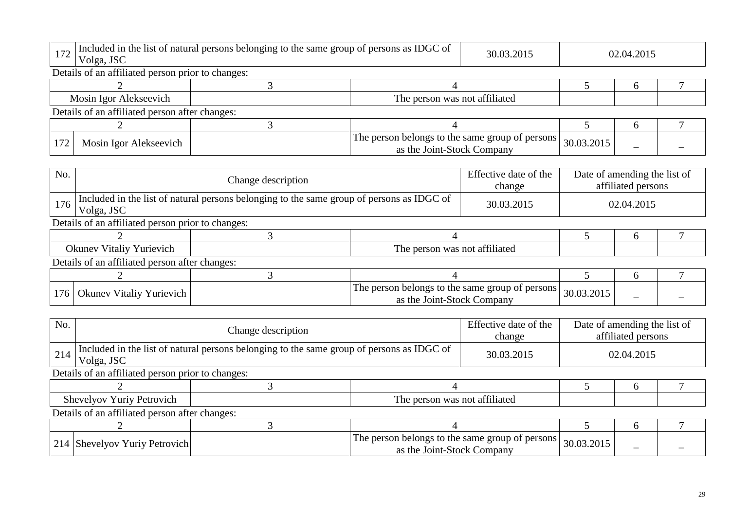| 172 | Included in the list of natural persons belonging to the same group of persons as IDGC of Volga, JSC | 30.03.2015 | 02.04.2015 |
|---|---|---|---|

Details of an affiliated person prior to changes:

| 2 | 3 | 4 | 5 | 6 | 7 |
|---|---|---|---|---|---|
| Mosin Igor Alekseevich | | The person was not affiliated | | | |

Details of an affiliated person after changes:

| | 2 | 3 | 4 | 5 | 6 | 7 |
|---|---|---|---|---|---|---|
| 172 | Mosin Igor Alekseevich | | The person belongs to the same group of persons as the Joint-Stock Company | 30.03.2015 | – | – |

| No. | Change description | Effective date of the change | Date of amending the list of affiliated persons |
|---|---|---|---|
| 176 | Included in the list of natural persons belonging to the same group of persons as IDGC of Volga, JSC | 30.03.2015 | 02.04.2015 |

Details of an affiliated person prior to changes:

| 2 | 3 | 4 | 5 | 6 | 7 |
|---|---|---|---|---|---|
| Okunev Vitaliy Yurievich | | The person was not affiliated | | | |

Details of an affiliated person after changes:

| | 2 | 3 | 4 | 5 | 6 | 7 |
|---|---|---|---|---|---|---|
| 176 | Okunev Vitaliy Yurievich | | The person belongs to the same group of persons as the Joint-Stock Company | 30.03.2015 | – | – |

| No. | Change description | Effective date of the change | Date of amending the list of affiliated persons |
|---|---|---|---|
| 214 | Included in the list of natural persons belonging to the same group of persons as IDGC of Volga, JSC | 30.03.2015 | 02.04.2015 |

Details of an affiliated person prior to changes:

| 2 | 3 | 4 | 5 | 6 | 7 |
|---|---|---|---|---|---|
| Shevelyov Yuriy Petrovich | | The person was not affiliated | | | |

Details of an affiliated person after changes:

| | 2 | 3 | 4 | 5 | 6 | 7 |
|---|---|---|---|---|---|---|
| 214 | Shevelyov Yuriy Petrovich | | The person belongs to the same group of persons as the Joint-Stock Company | 30.03.2015 | – | – |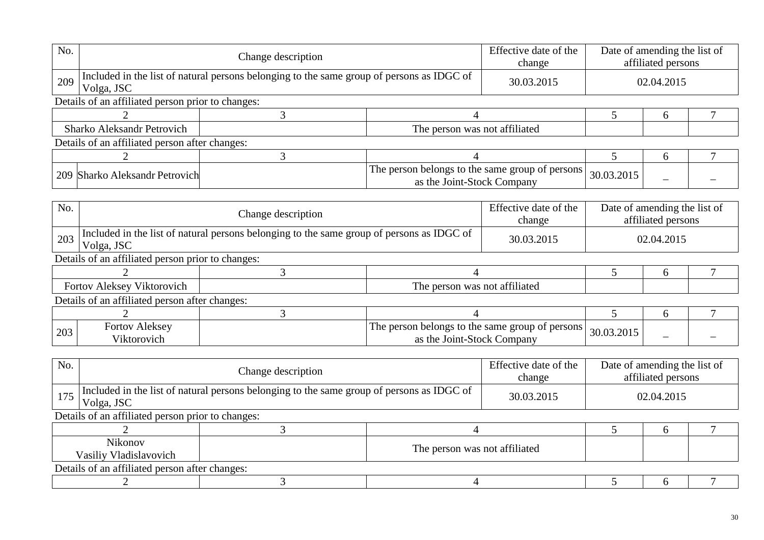| No. | Change description | Effective date of the change | Date of amending the list of affiliated persons |
|---|---|---|---|
| 209 | Included in the list of natural persons belonging to the same group of persons as IDGC of Volga, JSC | 30.03.2015 | 02.04.2015 |

Details of an affiliated person prior to changes:

| 2 | 3 | 4 | 5 | 6 | 7 |
|---|---|---|---|---|---|
| Sharko Aleksandr Petrovich | | The person was not affiliated | | | |

Details of an affiliated person after changes:

| | 2 | 3 | 4 | 5 | 6 | 7 |
|---|---|---|---|---|---|---|
| 209 | Sharko Aleksandr Petrovich | | The person belongs to the same group of persons as the Joint-Stock Company | 30.03.2015 | – | – |

| No. | Change description | Effective date of the change | Date of amending the list of affiliated persons |
|---|---|---|---|
| 203 | Included in the list of natural persons belonging to the same group of persons as IDGC of Volga, JSC | 30.03.2015 | 02.04.2015 |

Details of an affiliated person prior to changes:

| 2 | 3 | 4 | 5 | 6 | 7 |
|---|---|---|---|---|---|
| Fortov Aleksey Viktorovich | | The person was not affiliated | | | |

Details of an affiliated person after changes:

| | 2 | 3 | 4 | 5 | 6 | 7 |
|---|---|---|---|---|---|---|
| 203 | Fortov Aleksey Viktorovich | | The person belongs to the same group of persons as the Joint-Stock Company | 30.03.2015 | – | – |

| No. | Change description | Effective date of the change | Date of amending the list of affiliated persons |
|---|---|---|---|
| 175 | Included in the list of natural persons belonging to the same group of persons as IDGC of Volga, JSC | 30.03.2015 | 02.04.2015 |

Details of an affiliated person prior to changes:

| 2 | 3 | 4 | 5 | 6 | 7 |
|---|---|---|---|---|---|
| Nikonov Vasiliy Vladislavovich | | The person was not affiliated | | | |

Details of an affiliated person after changes:

| 2 | 3 | 4 | 5 | 6 | 7 |
|---|---|---|---|---|---|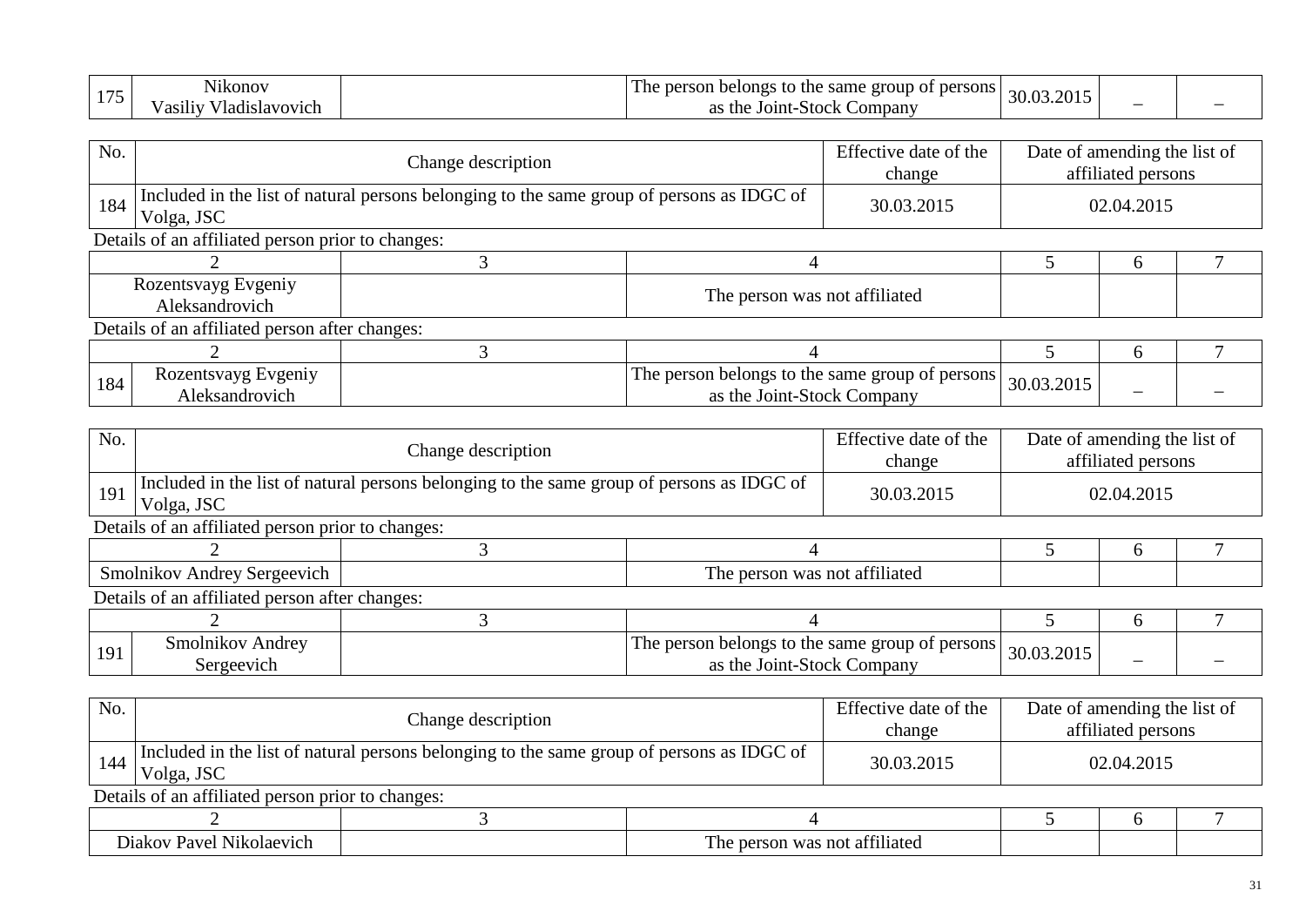| 175 | Nikonov Vasiliy Vladislavovich | | The person belongs to the same group of persons as the Joint-Stock Company | 30.03.2015 | – | – |
|---|---|---|---|---|---|---|

| No. | Change description | Effective date of the change | Date of amending the list of affiliated persons |
|---|---|---|---|
| 184 | Included in the list of natural persons belonging to the same group of persons as IDGC of Volga, JSC | 30.03.2015 | 02.04.2015 |

Details of an affiliated person prior to changes:

| 2 | 3 | 4 | 5 | 6 | 7 |
|---|---|---|---|---|---|
| Rozentsvayg Evgeniy Aleksandrovich | | The person was not affiliated | | | |

Details of an affiliated person after changes:

| | 2 | 3 | 4 | 5 | 6 | 7 |
|---|---|---|---|---|---|---|
| 184 | Rozentsvayg Evgeniy Aleksandrovich | | The person belongs to the same group of persons as the Joint-Stock Company | 30.03.2015 | – | – |

| No. | Change description | Effective date of the change | Date of amending the list of affiliated persons |
|---|---|---|---|
| 191 | Included in the list of natural persons belonging to the same group of persons as IDGC of Volga, JSC | 30.03.2015 | 02.04.2015 |

Details of an affiliated person prior to changes:

| 2 | 3 | 4 | 5 | 6 | 7 |
|---|---|---|---|---|---|
| Smolnikov Andrey Sergeevich | | The person was not affiliated | | | |

Details of an affiliated person after changes:

| | 2 | 3 | 4 | 5 | 6 | 7 |
|---|---|---|---|---|---|---|
| 191 | Smolnikov Andrey Sergeevich | | The person belongs to the same group of persons as the Joint-Stock Company | 30.03.2015 | – | – |

| No. | Change description | Effective date of the change | Date of amending the list of affiliated persons |
|---|---|---|---|
| 144 | Included in the list of natural persons belonging to the same group of persons as IDGC of Volga, JSC | 30.03.2015 | 02.04.2015 |

Details of an affiliated person prior to changes:

| 2 | 3 | 4 | 5 | 6 | 7 |
|---|---|---|---|---|---|
| Diakov Pavel Nikolaevich | | The person was not affiliated | | | |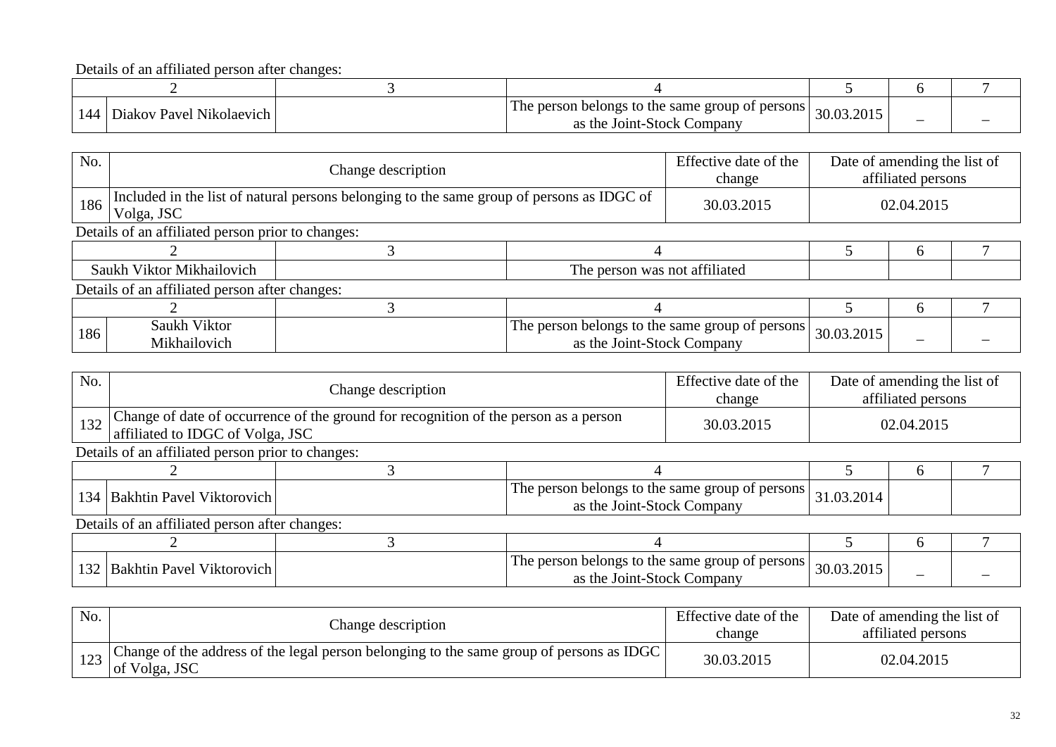Details of an affiliated person after changes:

| | 2 | 3 | 4 | 5 | 6 | 7 |
|---|---|---|---|---|---|---|
| 144 | Diakov Pavel Nikolaevich | | The person belongs to the same group of persons as the Joint-Stock Company | 30.03.2015 | – | – |

| No. | Change description | Effective date of the change | Date of amending the list of affiliated persons |
|---|---|---|---|
| 186 | Included in the list of natural persons belonging to the same group of persons as IDGC of Volga, JSC | 30.03.2015 | 02.04.2015 |

Details of an affiliated person prior to changes:

| 2 | 3 | 4 | 5 | 6 | 7 |
|---|---|---|---|---|---|
| Saukh Viktor Mikhailovich | | The person was not affiliated | | | |

Details of an affiliated person after changes:

| | 2 | 3 | 4 | 5 | 6 | 7 |
|---|---|---|---|---|---|---|
| 186 | Saukh Viktor Mikhailovich | | The person belongs to the same group of persons as the Joint-Stock Company | 30.03.2015 | – | – |

| No. | Change description | Effective date of the change | Date of amending the list of affiliated persons |
|---|---|---|---|
| 132 | Change of date of occurrence of the ground for recognition of the person as a person affiliated to IDGC of Volga, JSC | 30.03.2015 | 02.04.2015 |

Details of an affiliated person prior to changes:

| | 2 | 3 | 4 | 5 | 6 | 7 |
|---|---|---|---|---|---|---|
| 134 | Bakhtin Pavel Viktorovich | | The person belongs to the same group of persons as the Joint-Stock Company | 31.03.2014 | | |

Details of an affiliated person after changes:

| | 2 | 3 | 4 | 5 | 6 | 7 |
|---|---|---|---|---|---|---|
| 132 | Bakhtin Pavel Viktorovich | | The person belongs to the same group of persons as the Joint-Stock Company | 30.03.2015 | – | – |

| No. | Change description | Effective date of the change | Date of amending the list of affiliated persons |
|---|---|---|---|
| 123 | Change of the address of the legal person belonging to the same group of persons as IDGC of Volga, JSC | 30.03.2015 | 02.04.2015 |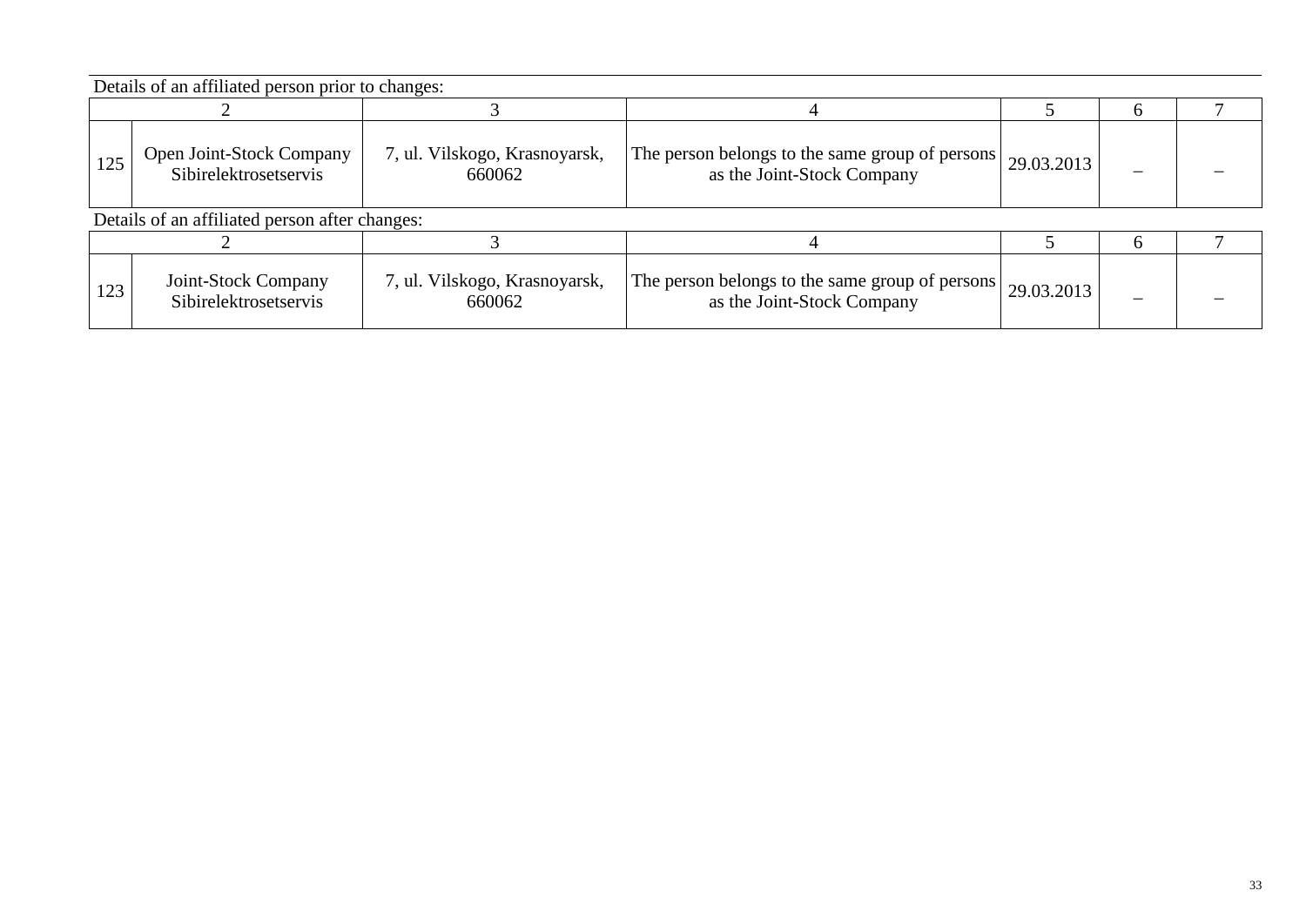Details of an affiliated person prior to changes:

| | 2 | 3 | 4 | 5 | 6 | 7 |
|---|---|---|---|---|---|---|
| 125 | Open Joint-Stock Company Sibirelektrosetservis | 7, ul. Vilskogo, Krasnoyarsk, 660062 | The person belongs to the same group of persons as the Joint-Stock Company | 29.03.2013 | – | – |

Details of an affiliated person after changes:

| | 2 | 3 | 4 | 5 | 6 | 7 |
|---|---|---|---|---|---|---|
| 123 | Joint-Stock Company Sibirelektrosetservis | 7, ul. Vilskogo, Krasnoyarsk, 660062 | The person belongs to the same group of persons as the Joint-Stock Company | 29.03.2013 | – | – |